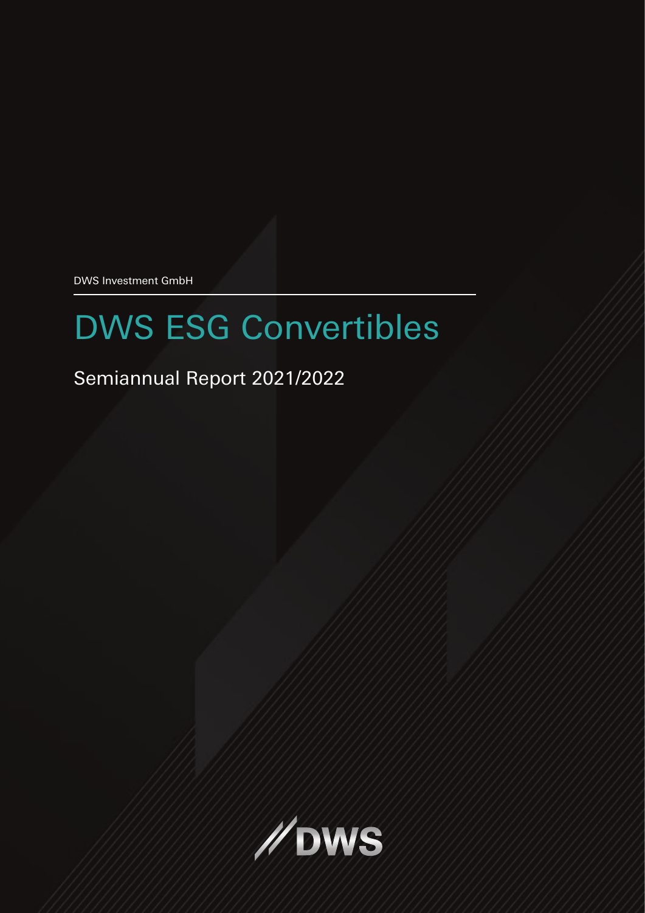DWS Investment GmbH

# DWS ESG Convertibles

## Semiannual Report 2021/2022

DWS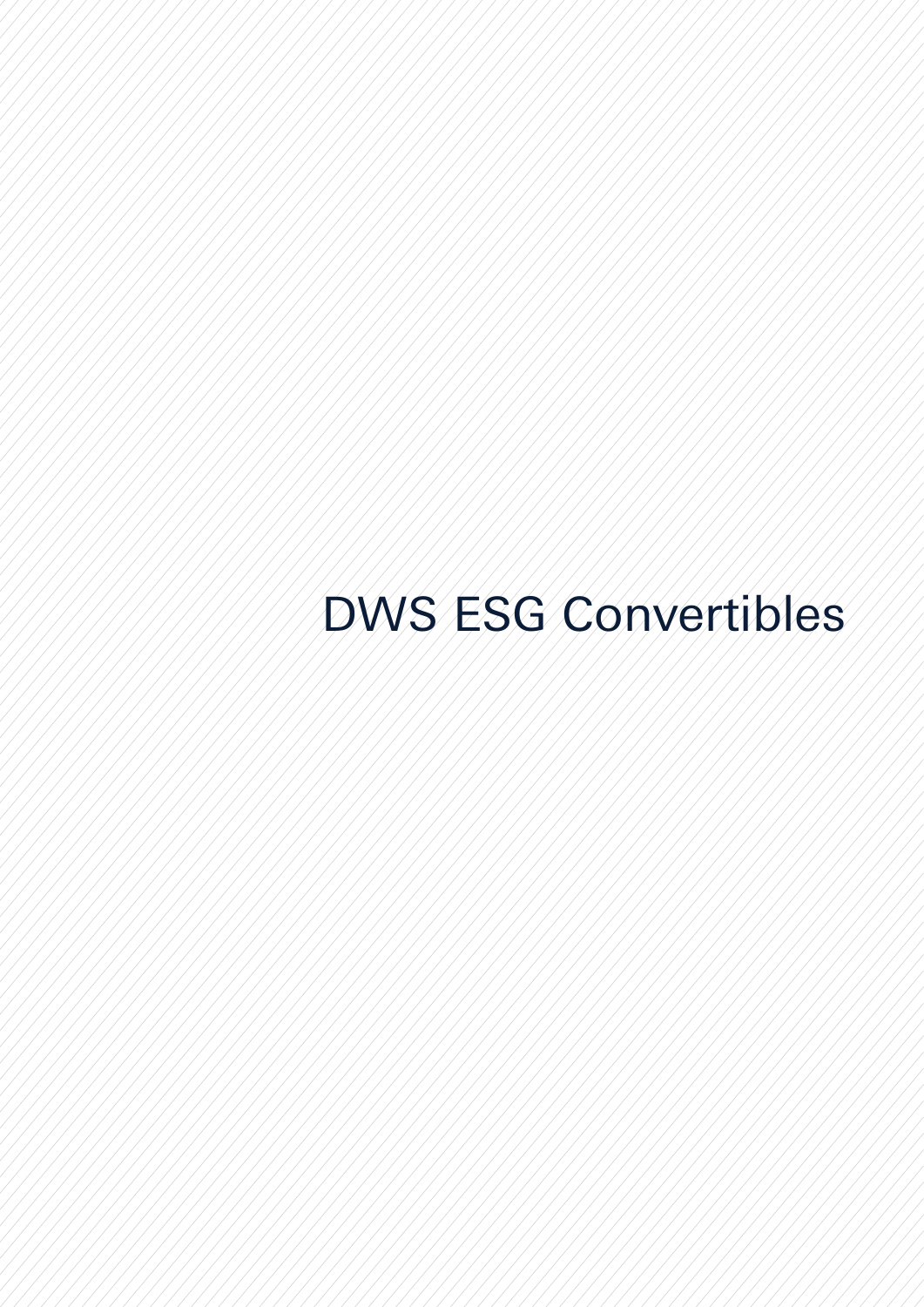# DWS ESG Convertibles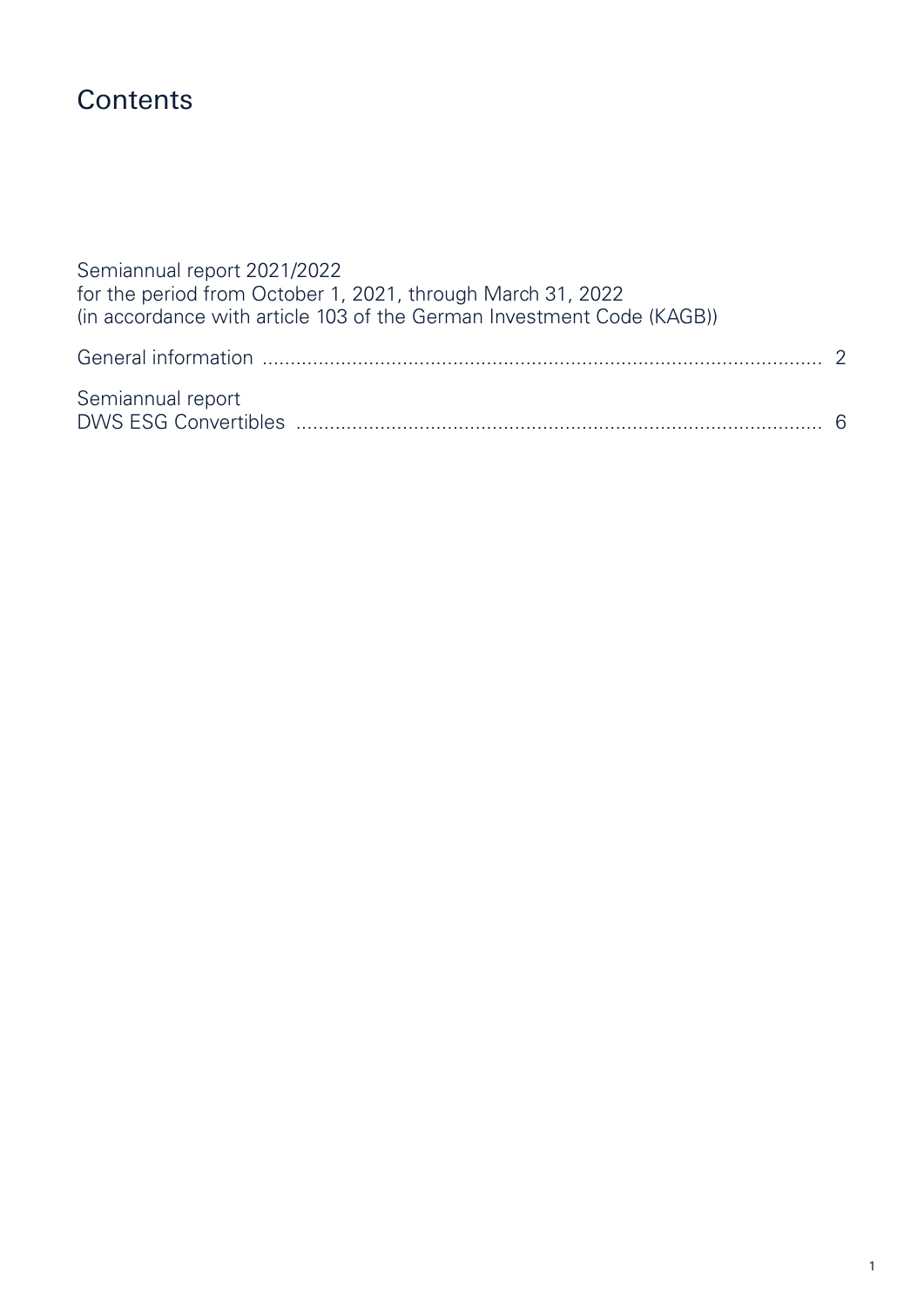# Contents

Semiannual report 2021/2022
for the period from October 1, 2021, through March 31, 2022
(in accordance with article 103 of the German Investment Code (KAGB))

| | |
|---|---|
| General information | 2 |
| Semiannual report<br>DWS ESG Convertibles | 6 |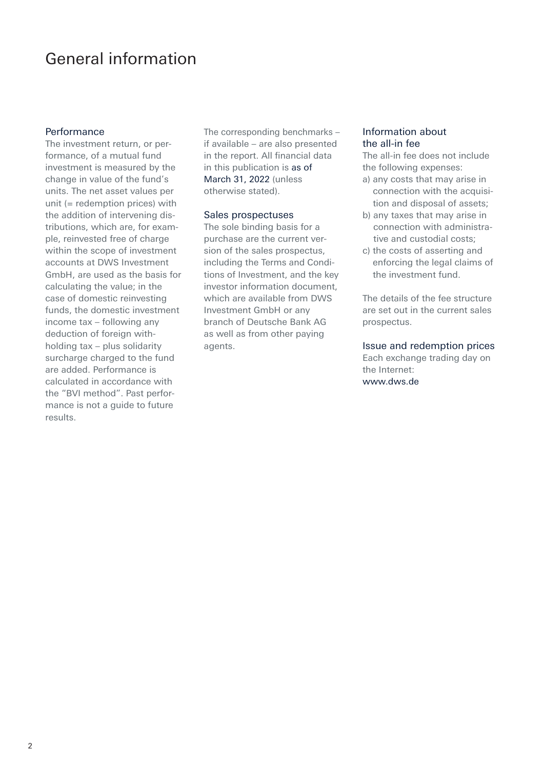# General information

## Performance

The investment return, or performance, of a mutual fund investment is measured by the change in value of the fund's units. The net asset values per unit (= redemption prices) with the addition of intervening distributions, which are, for example, reinvested free of charge within the scope of investment accounts at DWS Investment GmbH, are used as the basis for calculating the value; in the case of domestic reinvesting funds, the domestic investment income tax – following any deduction of foreign withholding tax – plus solidarity surcharge charged to the fund are added. Performance is calculated in accordance with the "BVI method". Past performance is not a guide to future results.

The corresponding benchmarks – if available – are also presented in the report. All financial data in this publication is as of March 31, 2022 (unless otherwise stated).

## Sales prospectuses

The sole binding basis for a purchase are the current version of the sales prospectus, including the Terms and Conditions of Investment, and the key investor information document, which are available from DWS Investment GmbH or any branch of Deutsche Bank AG as well as from other paying agents.

## Information about the all-in fee

The all-in fee does not include the following expenses:

a) any costs that may arise in connection with the acquisition and disposal of assets;
b) any taxes that may arise in connection with administrative and custodial costs;
c) the costs of asserting and enforcing the legal claims of the investment fund.

The details of the fee structure are set out in the current sales prospectus.

## Issue and redemption prices

Each exchange trading day on the Internet:
www.dws.de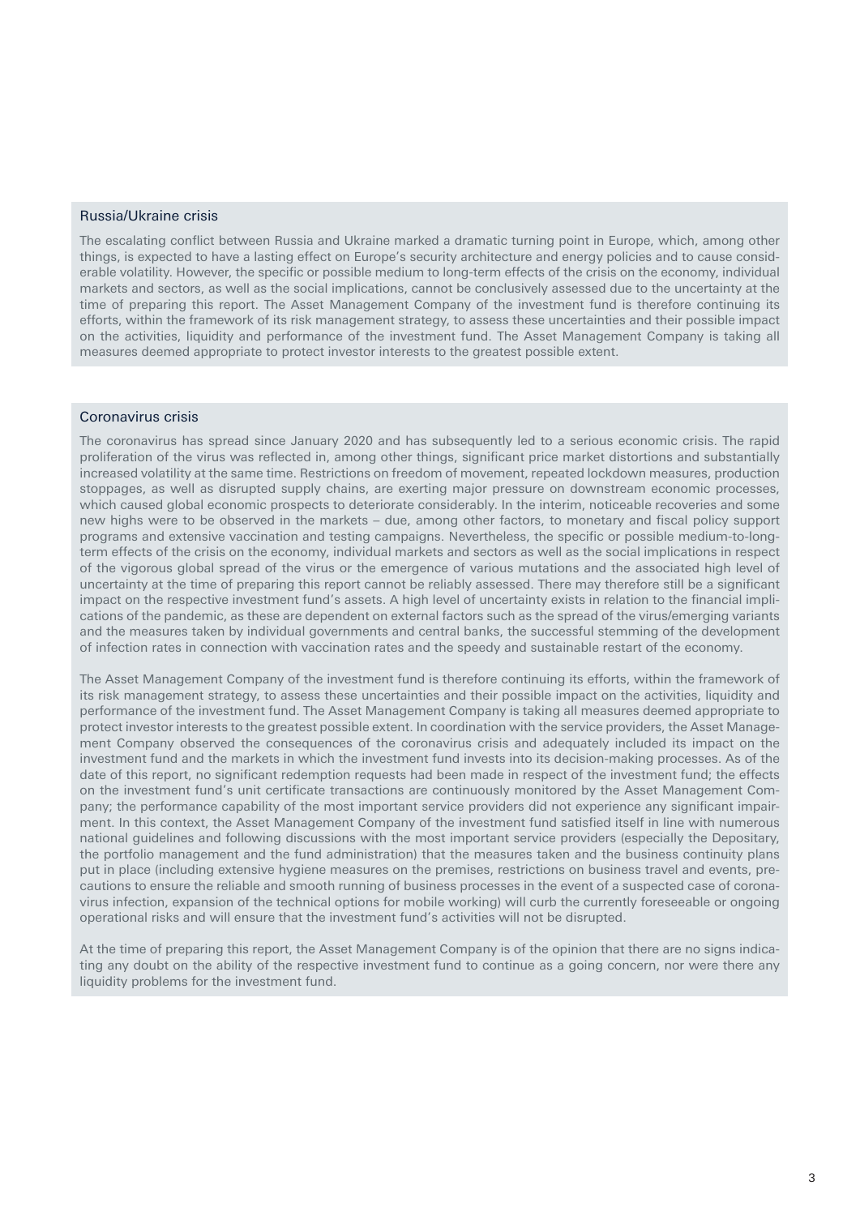## Russia/Ukraine crisis

The escalating conflict between Russia and Ukraine marked a dramatic turning point in Europe, which, among other things, is expected to have a lasting effect on Europe's security architecture and energy policies and to cause considerable volatility. However, the specific or possible medium to long-term effects of the crisis on the economy, individual markets and sectors, as well as the social implications, cannot be conclusively assessed due to the uncertainty at the time of preparing this report. The Asset Management Company of the investment fund is therefore continuing its efforts, within the framework of its risk management strategy, to assess these uncertainties and their possible impact on the activities, liquidity and performance of the investment fund. The Asset Management Company is taking all measures deemed appropriate to protect investor interests to the greatest possible extent.

## Coronavirus crisis

The coronavirus has spread since January 2020 and has subsequently led to a serious economic crisis. The rapid proliferation of the virus was reflected in, among other things, significant price market distortions and substantially increased volatility at the same time. Restrictions on freedom of movement, repeated lockdown measures, production stoppages, as well as disrupted supply chains, are exerting major pressure on downstream economic processes, which caused global economic prospects to deteriorate considerably. In the interim, noticeable recoveries and some new highs were to be observed in the markets – due, among other factors, to monetary and fiscal policy support programs and extensive vaccination and testing campaigns. Nevertheless, the specific or possible medium-to-long-term effects of the crisis on the economy, individual markets and sectors as well as the social implications in respect of the vigorous global spread of the virus or the emergence of various mutations and the associated high level of uncertainty at the time of preparing this report cannot be reliably assessed. There may therefore still be a significant impact on the respective investment fund's assets. A high level of uncertainty exists in relation to the financial implications of the pandemic, as these are dependent on external factors such as the spread of the virus/emerging variants and the measures taken by individual governments and central banks, the successful stemming of the development of infection rates in connection with vaccination rates and the speedy and sustainable restart of the economy.

The Asset Management Company of the investment fund is therefore continuing its efforts, within the framework of its risk management strategy, to assess these uncertainties and their possible impact on the activities, liquidity and performance of the investment fund. The Asset Management Company is taking all measures deemed appropriate to protect investor interests to the greatest possible extent. In coordination with the service providers, the Asset Management Company observed the consequences of the coronavirus crisis and adequately included its impact on the investment fund and the markets in which the investment fund invests into its decision-making processes. As of the date of this report, no significant redemption requests had been made in respect of the investment fund; the effects on the investment fund's unit certificate transactions are continuously monitored by the Asset Management Company; the performance capability of the most important service providers did not experience any significant impairment. In this context, the Asset Management Company of the investment fund satisfied itself in line with numerous national guidelines and following discussions with the most important service providers (especially the Depositary, the portfolio management and the fund administration) that the measures taken and the business continuity plans put in place (including extensive hygiene measures on the premises, restrictions on business travel and events, precautions to ensure the reliable and smooth running of business processes in the event of a suspected case of coronavirus infection, expansion of the technical options for mobile working) will curb the currently foreseeable or ongoing operational risks and will ensure that the investment fund's activities will not be disrupted.

At the time of preparing this report, the Asset Management Company is of the opinion that there are no signs indicating any doubt on the ability of the respective investment fund to continue as a going concern, nor were there any liquidity problems for the investment fund.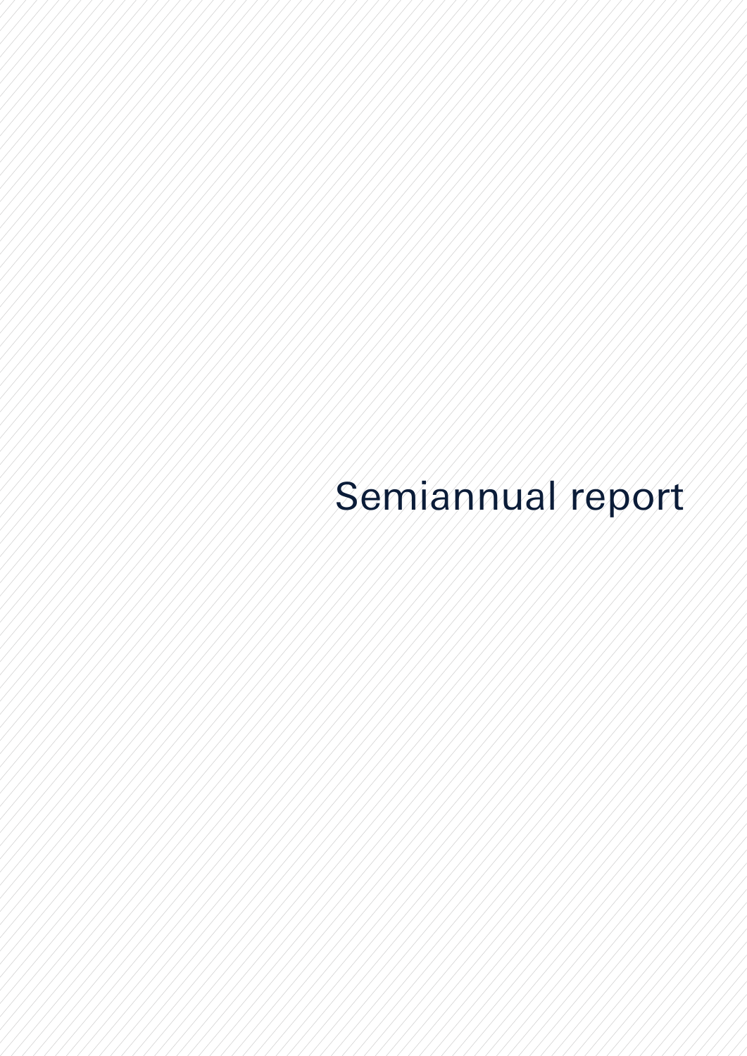# Semiannual report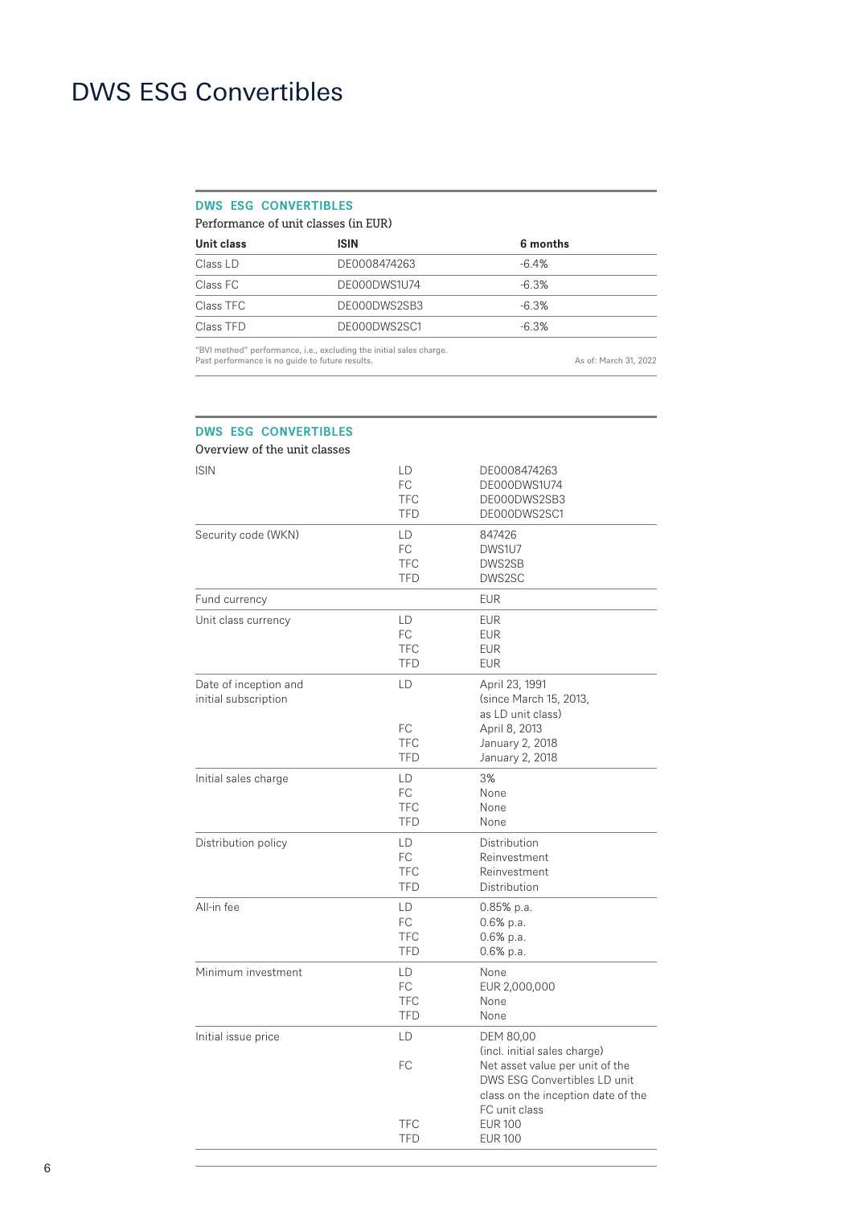# DWS ESG Convertibles

**DWS ESG CONVERTIBLES**

Performance of unit classes (in EUR)

| Unit class | ISIN | 6 months |
|---|---|---|
| Class LD | DE0008474263 | -6.4% |
| Class FC | DE000DWS1U74 | -6.3% |
| Class TFC | DE000DWS2SB3 | -6.3% |
| Class TFD | DE000DWS2SC1 | -6.3% |

"BVI method" performance, i.e., excluding the initial sales charge.
Past performance is no guide to future results.

As of: March 31, 2022

**DWS ESG CONVERTIBLES**

Overview of the unit classes

| | | |
|---|---|---|
| ISIN | LD | DE0008474263 |
| | FC | DE000DWS1U74 |
| | TFC | DE000DWS2SB3 |
| | TFD | DE000DWS2SC1 |
| Security code (WKN) | LD | 847426 |
| | FC | DWS1U7 |
| | TFC | DWS2SB |
| | TFD | DWS2SC |
| Fund currency | | EUR |
| Unit class currency | LD | EUR |
| | FC | EUR |
| | TFC | EUR |
| | TFD | EUR |
| Date of inception and initial subscription | LD | April 23, 1991 (since March 15, 2013, as LD unit class) |
| | FC | April 8, 2013 |
| | TFC | January 2, 2018 |
| | TFD | January 2, 2018 |
| Initial sales charge | LD | 3% |
| | FC | None |
| | TFC | None |
| | TFD | None |
| Distribution policy | LD | Distribution |
| | FC | Reinvestment |
| | TFC | Reinvestment |
| | TFD | Distribution |
| All-in fee | LD | 0.85% p.a. |
| | FC | 0.6% p.a. |
| | TFC | 0.6% p.a. |
| | TFD | 0.6% p.a. |
| Minimum investment | LD | None |
| | FC | EUR 2,000,000 |
| | TFC | None |
| | TFD | None |
| Initial issue price | LD | DEM 80,00 (incl. initial sales charge) |
| | FC | Net asset value per unit of the DWS ESG Convertibles LD unit class on the inception date of the FC unit class |
| | TFC | EUR 100 |
| | TFD | EUR 100 |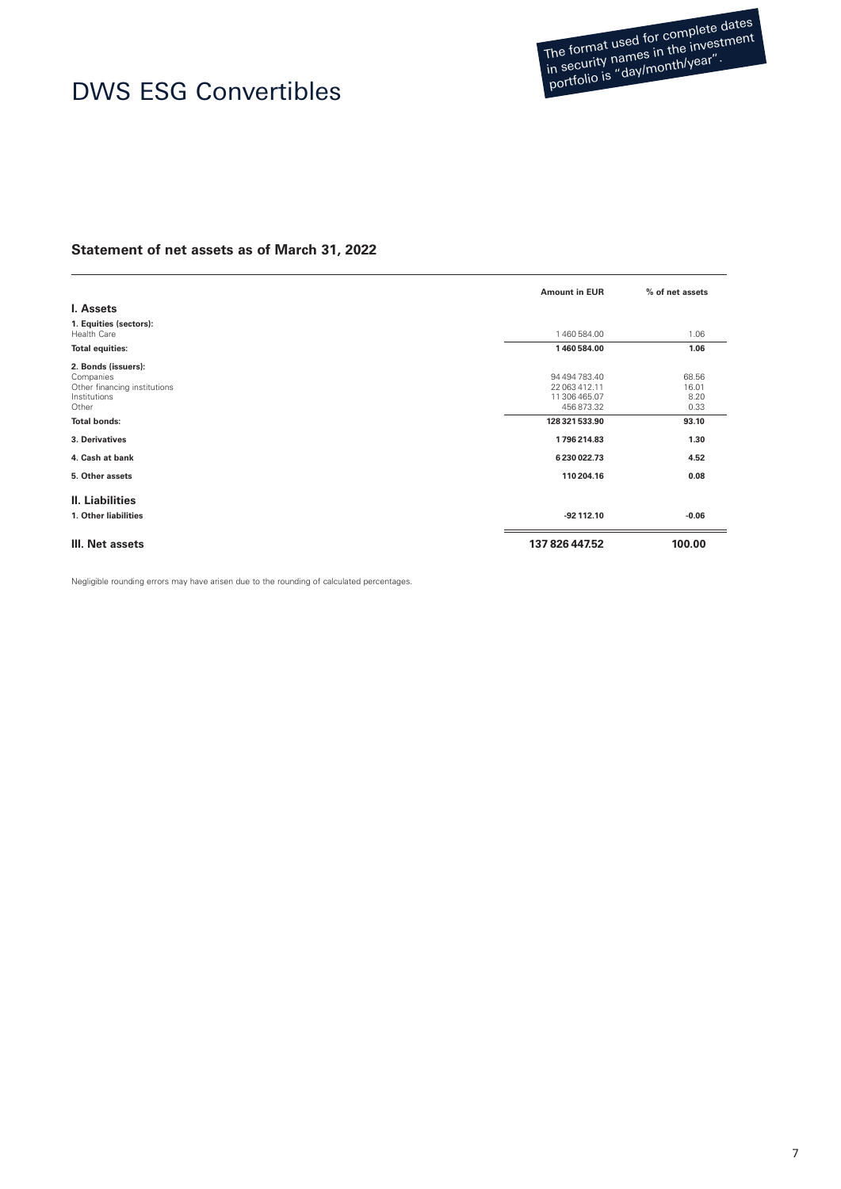# DWS ESG Convertibles

The format used for complete dates in security names in the investment portfolio is "day/month/year".

## Statement of net assets as of March 31, 2022

| | Amount in EUR | % of net assets |
|---|---|---|
| **I. Assets** | | |
| **1. Equities (sectors):** | | |
| Health Care | 1 460 584.00 | 1.06 |
| **Total equities:** | **1 460 584.00** | **1.06** |
| **2. Bonds (issuers):** | | |
| Companies | 94 494 783.40 | 68.56 |
| Other financing institutions | 22 063 412.11 | 16.01 |
| Institutions | 11 306 465.07 | 8.20 |
| Other | 456 873.32 | 0.33 |
| **Total bonds:** | **128 321 533.90** | **93.10** |
| **3. Derivatives** | **1 796 214.83** | **1.30** |
| **4. Cash at bank** | **6 230 022.73** | **4.52** |
| **5. Other assets** | **110 204.16** | **0.08** |
| **II. Liabilities** | | |
| **1. Other liabilities** | **-92 112.10** | **-0.06** |
| **III. Net assets** | **137 826 447.52** | **100.00** |

Negligible rounding errors may have arisen due to the rounding of calculated percentages.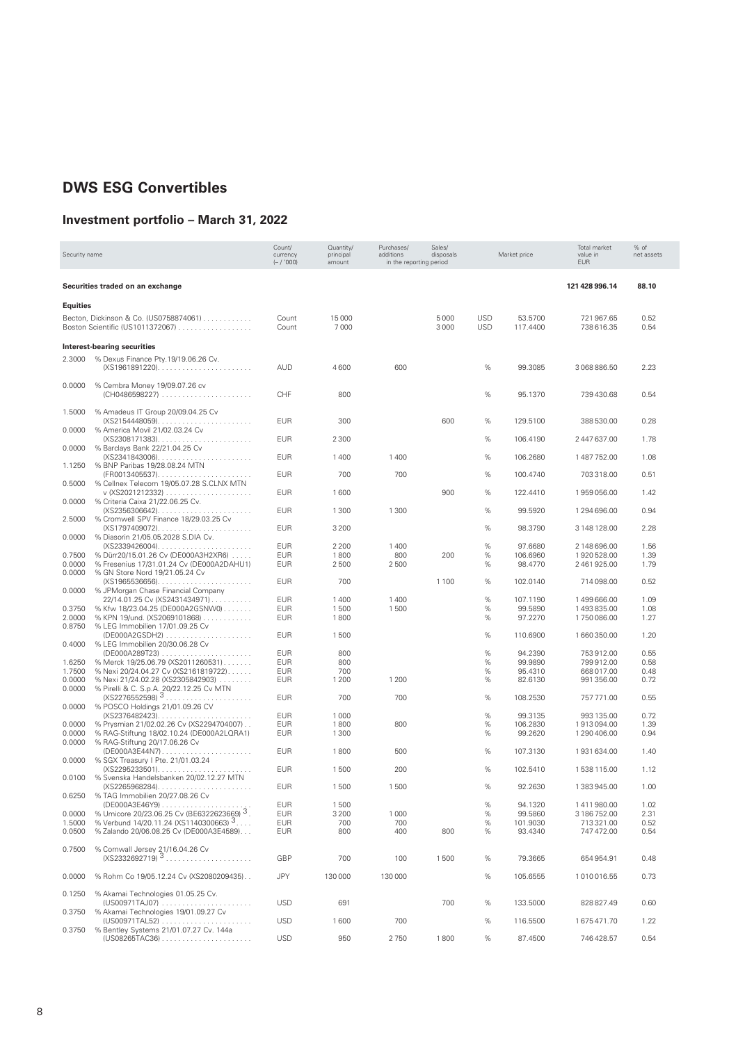# DWS ESG Convertibles

## Investment portfolio – March 31, 2022

| Security name | | Count/ currency (– / '000) | Quantity/ principal amount | Purchases/ additions in the reporting period | Sales/ disposals in the reporting period | | Market price | Total market value in EUR | % of net assets |
|---|---|---|---|---|---|---|---|---|---|
| **Securities traded on an exchange** | | | | | | | | **121 428 996.14** | **88.10** |
| **Equities** | | | | | | | | | |
| | Becton, Dickinson & Co. (US0758874061) | Count | 15 000 | | 5 000 | USD | 53.5700 | 721 967.65 | 0.52 |
| | Boston Scientific (US1011372067) | Count | 7 000 | | 3 000 | USD | 117.4400 | 738 616.35 | 0.54 |
| **Interest-bearing securities** | | | | | | | | | |
| 2.3000 | % Dexus Finance Pty.19/19.06.26 Cv. (XS1961891220) | AUD | 4 600 | 600 | | % | 99.3085 | 3 068 886.50 | 2.23 |
| 0.0000 | % Cembra Money 19/09.07.26 cv (CH0486598227) | CHF | 800 | | | % | 95.1370 | 739 430.68 | 0.54 |
| 1.5000 | % Amadeus IT Group 20/09.04.25 Cv (XS2154448059) | EUR | 300 | | 600 | % | 129.5100 | 388 530.00 | 0.28 |
| 0.0000 | % America Movil 21/02.03.24 Cv (XS2308171383) | EUR | 2 300 | | | % | 106.4190 | 2 447 637.00 | 1.78 |
| 0.0000 | % Barclays Bank 22/21.04.25 Cv (XS2341843006) | EUR | 1 400 | 1 400 | | % | 106.2680 | 1 487 752.00 | 1.08 |
| 1.1250 | % BNP Paribas 19/28.08.24 MTN (FR0013405537) | EUR | 700 | 700 | | % | 100.4740 | 703 318.00 | 0.51 |
| 0.5000 | % Cellnex Telecom 19/05.07.28 S.CLNX MTN v (XS2021212332) | EUR | 1 600 | | 900 | % | 122.4410 | 1 959 056.00 | 1.42 |
| 0.0000 | % Criteria Caixa 21/22.06.25 Cv. (XS2356306642) | EUR | 1 300 | 1 300 | | % | 99.5920 | 1 294 696.00 | 0.94 |
| 2.5000 | % Cromwell SPV Finance 18/29.03.25 Cv (XS1797409072) | EUR | 3 200 | | | % | 98.3790 | 3 148 128.00 | 2.28 |
| 0.0000 | % Diasorin 21/05.05.2028 S.DIA Cv. (XS2339426004) | EUR | 2 200 | 1 400 | | % | 97.6680 | 2 148 696.00 | 1.56 |
| 0.7500 | % Dürr20/15.01.26 Cv (DE000A3H2XR6) | EUR | 1 800 | 800 | 200 | % | 106.6960 | 1 920 528.00 | 1.39 |
| 0.0000 | % Fresenius 17/31.01.24 Cv (DE000A2DAHU1) | EUR | 2 500 | 2 500 | | % | 98.4770 | 2 461 925.00 | 1.79 |
| 0.0000 | % GN Store Nord 19/21.05.24 Cv (XS1965536656) | EUR | 700 | | 1 100 | % | 102.0140 | 714 098.00 | 0.52 |
| 0.0000 | % JPMorgan Chase Financial Company 22/14.01.25 Cv (XS2431434971) | EUR | 1 400 | 1 400 | | % | 107.1190 | 1 499 666.00 | 1.09 |
| 0.3750 | % Kfw 18/23.04.25 (DE000A2GSNW0) | EUR | 1 500 | 1 500 | | % | 99.5890 | 1 493 835.00 | 1.08 |
| 2.0000 | % KPN 19/und. (XS2069101868) | EUR | 1 800 | | | % | 97.2270 | 1 750 086.00 | 1.27 |
| 0.8750 | % LEG Immobilien 17/01.09.25 Cv (DE000A2GSDH2) | EUR | 1 500 | | | % | 110.6900 | 1 660 350.00 | 1.20 |
| 0.4000 | % LEG Immobilien 20/30.06.28 Cv (DE000A289T23) | EUR | 800 | | | % | 94.2390 | 753 912.00 | 0.55 |
| 1.6250 | % Merck 19/25.06.79 (XS2011260531) | EUR | 800 | | | % | 99.9890 | 799 912.00 | 0.58 |
| 1.7500 | % Nexi 20/24.04.27 Cv (XS2161819722) | EUR | 700 | | | % | 95.4310 | 668 017.00 | 0.48 |
| 0.0000 | % Nexi 21/24.02.28 (XS2305842903) | EUR | 1 200 | 1 200 | | % | 82.6130 | 991 356.00 | 0.72 |
| 0.0000 | % Pirelli & C. S.p.A. 20/22.12.25 Cv MTN (XS2276552598) [3] | EUR | 700 | 700 | | % | 108.2530 | 757 771.00 | 0.55 |
| 0.0000 | % POSCO Holdings 21/01.09.26 CV (XS2376482423) | EUR | 1 000 | | | % | 99.3135 | 993 135.00 | 0.72 |
| 0.0000 | % Prysmian 21/02.02.26 Cv (XS2294704007) | EUR | 1 800 | 800 | | % | 106.2830 | 1 913 094.00 | 1.39 |
| 0.0000 | % RAG-Stiftung 18/02.10.24 (DE000A2LQRA1) | EUR | 1 300 | | | % | 99.2620 | 1 290 406.00 | 0.94 |
| 0.0000 | % RAG-Stiftung 20/17.06.26 Cv (DE000A3E44N7) | EUR | 1 800 | 500 | | % | 107.3130 | 1 931 634.00 | 1.40 |
| 0.0000 | % SGX Treasury I Pte. 21/01.03.24 (XS2295233501) | EUR | 1 500 | 200 | | % | 102.5410 | 1 538 115.00 | 1.12 |
| 0.0100 | % Svenska Handelsbanken 20/02.12.27 MTN (XS2265968284) | EUR | 1 500 | 1 500 | | % | 92.2630 | 1 383 945.00 | 1.00 |
| 0.6250 | % TAG Immobilien 20/27.08.26 Cv (DE000A3E46Y9) | EUR | 1 500 | | | % | 94.1320 | 1 411 980.00 | 1.02 |
| 0.0000 | % Umicore 20/23.06.25 Cv (BE6322623669) [3] | EUR | 3 200 | 1 000 | | % | 99.5860 | 3 186 752.00 | 2.31 |
| 1.5000 | % Verbund 14/20.11.24 (XS1140300663) [3] | EUR | 700 | 700 | | % | 101.9030 | 713 321.00 | 0.52 |
| 0.0500 | % Zalando 20/06.08.25 Cv (DE000A3E4589) | EUR | 800 | 400 | 800 | % | 93.4340 | 747 472.00 | 0.54 |
| 0.7500 | % Cornwall Jersey 21/16.04.26 Cv (XS2332692719) [3] | GBP | 700 | 100 | 1 500 | % | 79.3665 | 654 954.91 | 0.48 |
| 0.0000 | % Rohm Co 19/05.12.24 Cv (XS2080209435) | JPY | 130 000 | 130 000 | | % | 105.6555 | 1 010 016.55 | 0.73 |
| 0.1250 | % Akamai Technologies 01.05.25 Cv. (US00971TAJ07) | USD | 691 | | 700 | % | 133.5000 | 828 827.49 | 0.60 |
| 0.3750 | % Akamai Technologies 19/01.09.27 Cv (US00971TAL52) | USD | 1 600 | 700 | | % | 116.5500 | 1 675 471.70 | 1.22 |
| 0.3750 | % Bentley Systems 21/01.07.27 Cv. 144a (US08265TAC36) | USD | 950 | 2 750 | 1 800 | % | 87.4500 | 746 428.57 | 0.54 |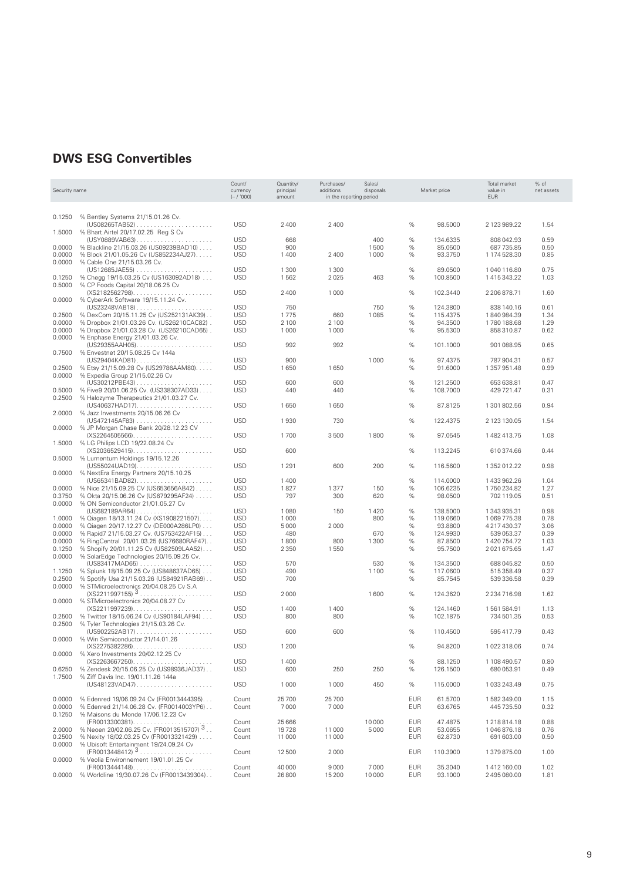## DWS ESG Convertibles

| Security name | | Count/ currency (– / '000) | Quantity/ principal amount | Purchases/ additions in the reporting period | Sales/ disposals in the reporting period | | Market price | Total market value in EUR | % of net assets |
|---|---|---|---|---|---|---|---|---|---|
| 0.1250 | % Bentley Systems 21/15.01.26 Cv. (US08265TAB52) | USD | 2 400 | 2 400 | | % | 98.5000 | 2 123 989.22 | 1.54 |
| 1.5000 | % Bhart.Airtel 20/17.02.25 Reg S Cv (USY0889VAB63) | USD | 668 | | 400 | % | 134.6335 | 808 042.93 | 0.59 |
| 0.0000 | % Blackline 21/15.03.26 (US09239BAD10) | USD | 900 | | 1 500 | % | 85.0500 | 687 735.85 | 0.50 |
| 0.0000 | % Block 21/01.05.26 Cv (US852234AJ27) | USD | 1 400 | 2 400 | 1 000 | % | 93.3750 | 1 174 528.30 | 0.85 |
| 0.0000 | % Cable One 21/15.03.26 Cv. (US12685JAE55) | USD | 1 300 | 1 300 | | % | 89.0500 | 1 040 116.80 | 0.75 |
| 0.1250 | % Chegg 19/15.03.25 Cv (US163092AD18) | USD | 1 562 | 2 025 | 463 | % | 100.8500 | 1 415 343.22 | 1.03 |
| 0.5000 | % CP Foods Capital 20/18.06.25 Cv (XS2182562798) | USD | 2 400 | 1 000 | | % | 102.3440 | 2 206 878.71 | 1.60 |
| 0.0000 | % CyberArk Software 19/15.11.24 Cv. (US23248VAB18) | USD | 750 | | 750 | % | 124.3800 | 838 140.16 | 0.61 |
| 0.2500 | % DexCom 20/15.11.25 Cv (US252131AK39) | USD | 1 775 | 660 | 1 085 | % | 115.4375 | 1 840 984.39 | 1.34 |
| 0.0000 | % Dropbox 21/01.03.26 Cv. (US26210CAC82) | USD | 2 100 | 2 100 | | % | 94.3500 | 1 780 188.68 | 1.29 |
| 0.0000 | % Dropbox 21/01.03.28 Cv. (US26210CAD65) | USD | 1 000 | 1 000 | | % | 95.5300 | 858 310.87 | 0.62 |
| 0.0000 | % Enphase Energy 21/01.03.26 Cv. (US29355AAH05) | USD | 992 | 992 | | % | 101.1000 | 901 088.95 | 0.65 |
| 0.7500 | % Envestnet 20/15.08.25 Cv 144a (US29404KAD81) | USD | 900 | | 1 000 | % | 97.4375 | 787 904.31 | 0.57 |
| 0.2500 | % Etsy 21/15.09.28 Cv (US29786AAM80) | USD | 1 650 | 1 650 | | % | 91.6000 | 1 357 951.48 | 0.99 |
| 0.0000 | % Expedia Group 21/15.02.26 Cv (US30212PBE43) | USD | 600 | 600 | | % | 121.2500 | 653 638.81 | 0.47 |
| 0.5000 | % Five9 20/01.06.25 Cv. (US338307AD33) | USD | 440 | 440 | | % | 108.7000 | 429 721.47 | 0.31 |
| 0.2500 | % Halozyme Therapeutics 21/01.03.27 Cv. (US40637HAD17) | USD | 1 650 | 1 650 | | % | 87.8125 | 1 301 802.56 | 0.94 |
| 2.0000 | % Jazz Investments 20/15.06.26 Cv (US472145AF83) | USD | 1 930 | 730 | | % | 122.4375 | 2 123 130.05 | 1.54 |
| 0.0000 | % JP Morgan Chase Bank 20/28.12.23 CV (XS2264505566) | USD | 1 700 | 3 500 | 1 800 | % | 97.0545 | 1 482 413.75 | 1.08 |
| 1.5000 | % LG Philips LCD 19/22.08.24 Cv (XS2036529415) | USD | 600 | | | % | 113.2245 | 610 374.66 | 0.44 |
| 0.5000 | % Lumentum Holdings 19/15.12.26 (US55024UAD19) | USD | 1 291 | 600 | 200 | % | 116.5600 | 1 352 012.22 | 0.98 |
| 0.0000 | % NextEra Energy Partners 20/15.10.25 (US65341BAD82) | USD | 1 400 | | | % | 114.0000 | 1 433 962.26 | 1.04 |
| 0.0000 | % Nice 21/15.09.25 CV (US653656AB42) | USD | 1 827 | 1 377 | 150 | % | 106.6235 | 1 750 234.82 | 1.27 |
| 0.3750 | % Okta 20/15.06.26 Cv (US679295AF24) | USD | 797 | 300 | 620 | % | 98.0500 | 702 119.05 | 0.51 |
| 0.0000 | % ON Semiconductor 21/01.05.27 Cv (US682189AR64) | USD | 1 080 | 150 | 1 420 | % | 138.5000 | 1 343 935.31 | 0.98 |
| 1.0000 | % Qiagen 18/13.11.24 Cv (XS1908221507) | USD | 1 000 | | 800 | % | 119.0660 | 1 069 775.38 | 0.78 |
| 0.0000 | % Qiagen 20/17.12.27 Cv (DE000A286LP0) | USD | 5 000 | 2 000 | | % | 93.8800 | 4 217 430.37 | 3.06 |
| 0.0000 | % Rapid7 21/15.03.27 Cv. (US753422AF15) | USD | 480 | | 670 | % | 124.9930 | 539 053.37 | 0.39 |
| 0.0000 | % RingCentral 20/01.03.25 (US76680RAF47) | USD | 1 800 | 800 | 1 300 | % | 87.8500 | 1 420 754.72 | 1.03 |
| 0.1250 | % Shopify 20/01.11.25 Cv (US82509LAA52) | USD | 2 350 | 1 550 | | % | 95.7500 | 2 021 675.65 | 1.47 |
| 0.0000 | % SolarEdge Technologies 20/15.09.25 Cv. (US83417MAD65) | USD | 570 | | 530 | % | 134.3500 | 688 045.82 | 0.50 |
| 1.1250 | % Splunk 18/15.09.25 Cv (US848637AD65) | USD | 490 | | 1 100 | % | 117.0600 | 515 358.49 | 0.37 |
| 0.2500 | % Spotify Usa 21/15.03.26 (US84921RAB69) | USD | 700 | | | % | 85.7545 | 539 336.58 | 0.39 |
| 0.0000 | % STMicroelectronics 20/04.08.25 Cv S.A (XS2211997155) [3] | USD | 2 000 | | 1 600 | % | 124.3620 | 2 234 716.98 | 1.62 |
| 0.0000 | % STMicroelectronics 20/04.08.27 Cv (XS2211997239) | USD | 1 400 | 1 400 | | % | 124.1460 | 1 561 584.91 | 1.13 |
| 0.2500 | % Twitter 18/15.06.24 Cv (US90184LAF94) | USD | 800 | 800 | | % | 102.1875 | 734 501.35 | 0.53 |
| 0.2500 | % Tyler Technologies 21/15.03.26 Cv. (US902252AB17) | USD | 600 | 600 | | % | 110.4500 | 595 417.79 | 0.43 |
| 0.0000 | % Win Semiconductor 21/14.01.26 (XS2275382286) | USD | 1 200 | | | % | 94.8200 | 1 022 318.06 | 0.74 |
| 0.0000 | % Xero Investments 20/02.12.25 Cv (XS2263667250) | USD | 1 400 | | | % | 88.1250 | 1 108 490.57 | 0.80 |
| 0.6250 | % Zendesk 20/15.06.25 Cv (US98936JAD37) | USD | 600 | 250 | 250 | % | 126.1500 | 680 053.91 | 0.49 |
| 1.7500 | % Ziff Davis Inc. 19/01.11.26 144a (US48123VAD47) | USD | 1 000 | 1 000 | 450 | % | 115.0000 | 1 033 243.49 | 0.75 |
| 0.0000 | % Edenred 19/06.09.24 Cv (FR0013444395) | Count | 25 700 | 25 700 | | EUR | 61.5700 | 1 582 349.00 | 1.15 |
| 0.0000 | % Edenred 21/14.06.28 Cv. (FR0014003YP6) | Count | 7 000 | 7 000 | | EUR | 63.6765 | 445 735.50 | 0.32 |
| 0.1250 | % Maisons du Monde 17/06.12.23 Cv (FR0013300381) | Count | 25 666 | | 10 000 | EUR | 47.4875 | 1 218 814.18 | 0.88 |
| 2.0000 | % Neoen 20/02.06.25 Cv (FR0013515707) [3] | Count | 19 728 | 11 000 | 5 000 | EUR | 53.0655 | 1 046 876.18 | 0.76 |
| 0.2500 | % Nexity 18/02.03.25 Cv (FR0013321429) | Count | 11 000 | 11 000 | | EUR | 62.8730 | 691 603.00 | 0.50 |
| 0.0000 | % Ubisoft Entertainment 19/24.09.24 Cv (FR0013448412) [3] | Count | 12 500 | 2 000 | | EUR | 110.3900 | 1 379 875.00 | 1.00 |
| 0.0000 | % Veolia Environnement 19/01.01.25 Cv (FR0013444148) | Count | 40 000 | 9 000 | 7 000 | EUR | 35.3040 | 1 412 160.00 | 1.02 |
| 0.0000 | % Worldline 19/30.07.26 Cv (FR0013439304) | Count | 26 800 | 15 200 | 10 000 | EUR | 93.1000 | 2 495 080.00 | 1.81 |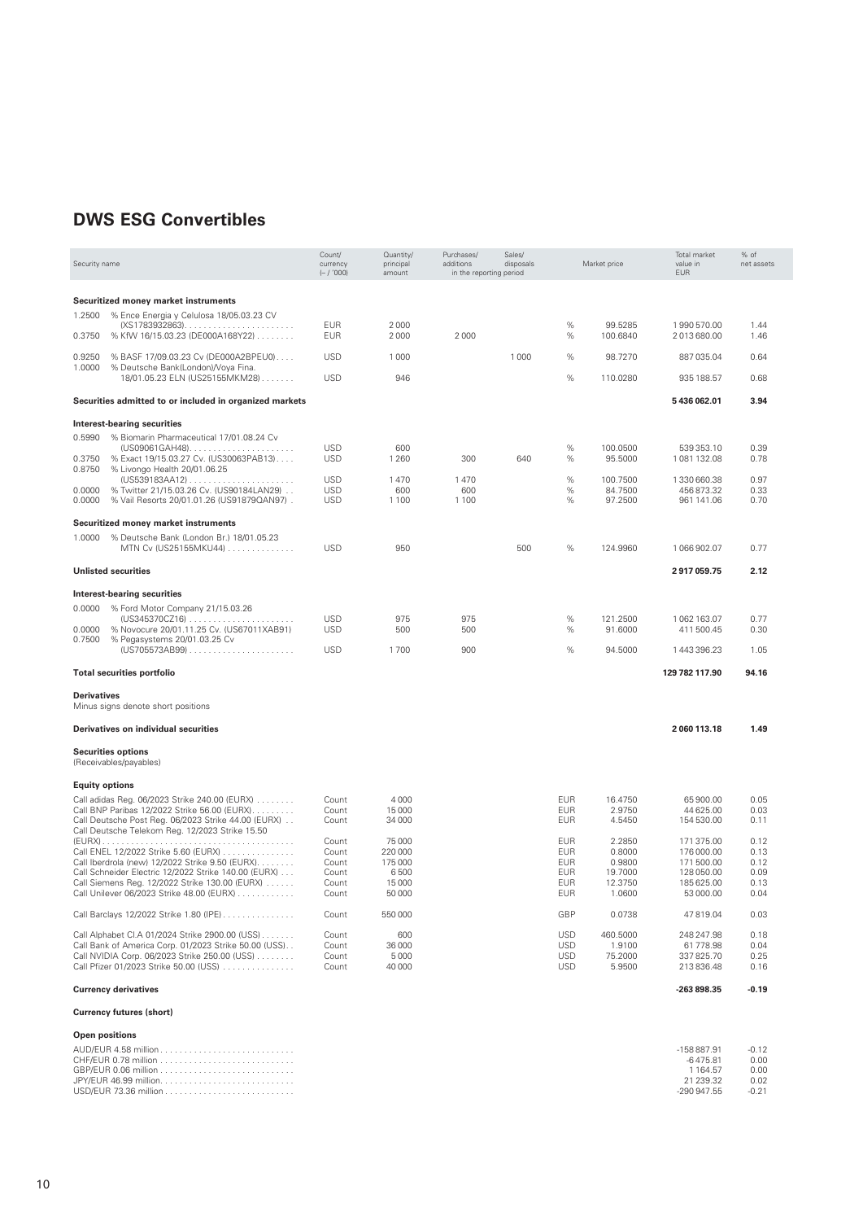## DWS ESG Convertibles

| Security name | Count/ currency (– / '000) | Quantity/ principal amount | Purchases/ additions in the reporting period | Sales/ disposals in the reporting period | | Market price | Total market value in EUR | % of net assets |
|---|---|---|---|---|---|---|---|---|
| **Securitized money market instruments** | | | | | | | | |
| 1.2500 % Ence Energia y Celulosa 18/05.03.23 CV (XS1783932863) | EUR | 2 000 | | | % | 99.5285 | 1 990 570.00 | 1.44 |
| 0.3750 % KfW 16/15.03.23 (DE000A168Y22) | EUR | 2 000 | 2 000 | | % | 100.6840 | 2 013 680.00 | 1.46 |
| 0.9250 % BASF 17/09.03.23 Cv (DE000A2BPEU0) | USD | 1 000 | | 1 000 | % | 98.7270 | 887 035.04 | 0.64 |
| 1.0000 % Deutsche Bank(London)/Voya Fina. 18/01.05.23 ELN (US25155MKM28) | USD | 946 | | | % | 110.0280 | 935 188.57 | 0.68 |
| **Securities admitted to or included in organized markets** | | | | | | | **5 436 062.01** | **3.94** |
| **Interest-bearing securities** | | | | | | | | |
| 0.5990 % Biomarin Pharmaceutical 17/01.08.24 Cv (US09061GAH48) | USD | 600 | | | % | 100.0500 | 539 353.10 | 0.39 |
| 0.3750 % Exact 19/15.03.27 Cv. (US30063PAB13) | USD | 1 260 | 300 | 640 | % | 95.5000 | 1 081 132.08 | 0.78 |
| 0.8750 % Livongo Health 20/01.06.25 (US539183AA12) | USD | 1 470 | 1 470 | | % | 100.7500 | 1 330 660.38 | 0.97 |
| 0.0000 % Twitter 21/15.03.26 Cv. (US90184LAN29) | USD | 600 | 600 | | % | 84.7500 | 456 873.32 | 0.33 |
| 0.0000 % Vail Resorts 20/01.01.26 (US91879QAN97) | USD | 1 100 | 1 100 | | % | 97.2500 | 961 141.06 | 0.70 |
| **Securitized money market instruments** | | | | | | | | |
| 1.0000 % Deutsche Bank (London Br.) 18/01.05.23 MTN Cv (US25155MKU44) | USD | 950 | | 500 | % | 124.9960 | 1 066 902.07 | 0.77 |
| **Unlisted securities** | | | | | | | **2 917 059.75** | **2.12** |
| **Interest-bearing securities** | | | | | | | | |
| 0.0000 % Ford Motor Company 21/15.03.26 (US345370CZ16) | USD | 975 | 975 | | % | 121.2500 | 1 062 163.07 | 0.77 |
| 0.0000 % Novocure 20/01.11.25 Cv. (US67011XAB91) | USD | 500 | 500 | | % | 91.6000 | 411 500.45 | 0.30 |
| 0.7500 % Pegasystems 20/01.03.25 Cv (US705573AB99) | USD | 1 700 | 900 | | % | 94.5000 | 1 443 396.23 | 1.05 |
| **Total securities portfolio** | | | | | | | **129 782 117.90** | **94.16** |
| **Derivatives** Minus signs denote short positions | | | | | | | | |
| **Derivatives on individual securities** | | | | | | | **2 060 113.18** | **1.49** |
| **Securities options** (Receivables/payables) | | | | | | | | |
| **Equity options** | | | | | | | | |
| Call adidas Reg. 06/2023 Strike 240.00 (EURX) | Count | 4 000 | | | EUR | 16.4750 | 65 900.00 | 0.05 |
| Call BNP Paribas 12/2022 Strike 56.00 (EURX) | Count | 15 000 | | | EUR | 2.9750 | 44 625.00 | 0.03 |
| Call Deutsche Post Reg. 06/2023 Strike 44.00 (EURX) | Count | 34 000 | | | EUR | 4.5450 | 154 530.00 | 0.11 |
| Call Deutsche Telekom Reg. 12/2023 Strike 15.50 (EURX) | Count | 75 000 | | | EUR | 2.2850 | 171 375.00 | 0.12 |
| Call ENEL 12/2022 Strike 5.60 (EURX) | Count | 220 000 | | | EUR | 0.8000 | 176 000.00 | 0.13 |
| Call Iberdrola (new) 12/2022 Strike 9.50 (EURX) | Count | 175 000 | | | EUR | 0.9800 | 171 500.00 | 0.12 |
| Call Schneider Electric 12/2022 Strike 140.00 (EURX) | Count | 6 500 | | | EUR | 19.7000 | 128 050.00 | 0.09 |
| Call Siemens Reg. 12/2022 Strike 130.00 (EURX) | Count | 15 000 | | | EUR | 12.3750 | 185 625.00 | 0.13 |
| Call Unilever 06/2023 Strike 48.00 (EURX) | Count | 50 000 | | | EUR | 1.0600 | 53 000.00 | 0.04 |
| Call Barclays 12/2022 Strike 1.80 (IPE) | Count | 550 000 | | | GBP | 0.0738 | 47 819.04 | 0.03 |
| Call Alphabet Cl.A 01/2024 Strike 2900.00 (USS) | Count | 600 | | | USD | 460.5000 | 248 247.98 | 0.18 |
| Call Bank of America Corp. 01/2023 Strike 50.00 (USS) | Count | 36 000 | | | USD | 1.9100 | 61 778.98 | 0.04 |
| Call NVIDIA Corp. 06/2023 Strike 250.00 (USS) | Count | 5 000 | | | USD | 75.2000 | 337 825.70 | 0.25 |
| Call Pfizer 01/2023 Strike 50.00 (USS) | Count | 40 000 | | | USD | 5.9500 | 213 836.48 | 0.16 |
| **Currency derivatives** | | | | | | | **-263 898.35** | **-0.19** |
| **Currency futures (short)** | | | | | | | | |
| **Open positions** | | | | | | | | |
| AUD/EUR 4.58 million | | | | | | | -158 887.91 | -0.12 |
| CHF/EUR 0.78 million | | | | | | | -6 475.81 | 0.00 |
| GBP/EUR 0.06 million | | | | | | | 1 164.57 | 0.00 |
| JPY/EUR 46.99 million | | | | | | | 21 239.32 | 0.02 |
| USD/EUR 73.36 million | | | | | | | -290 947.55 | -0.21 |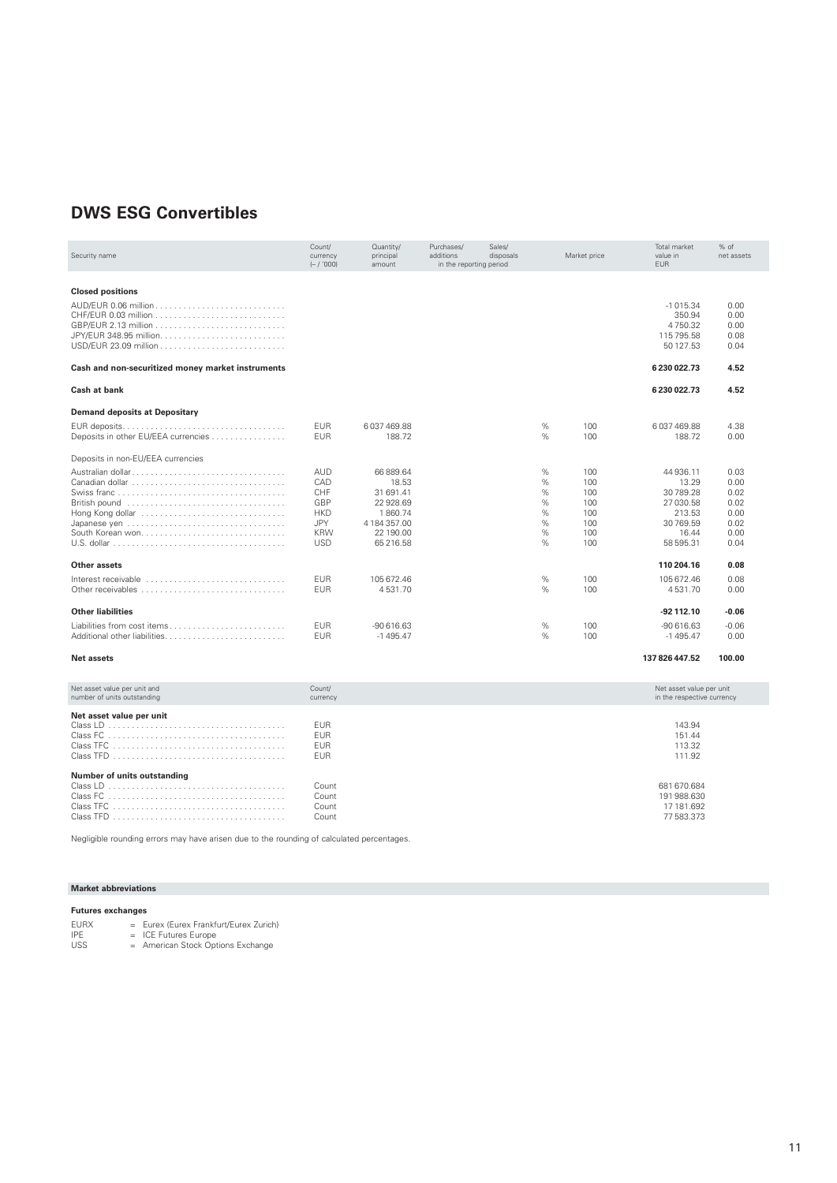## DWS ESG Convertibles

| Security name | Count/ currency (– / '000) | Quantity/ principal amount | Purchases/ additions in the reporting period | Sales/ disposals in the reporting period | | Market price | Total market value in EUR | % of net assets |
|---|---|---|---|---|---|---|---|---|
| **Closed positions** | | | | | | | | |
| AUD/EUR 0.06 million | | | | | | | -1 015.34 | 0.00 |
| CHF/EUR 0.03 million | | | | | | | 350.94 | 0.00 |
| GBP/EUR 2.13 million | | | | | | | 4 750.32 | 0.00 |
| JPY/EUR 348.95 million | | | | | | | 115 795.58 | 0.08 |
| USD/EUR 23.09 million | | | | | | | 50 127.53 | 0.04 |
| **Cash and non-securitized money market instruments** | | | | | | | **6 230 022.73** | **4.52** |
| **Cash at bank** | | | | | | | **6 230 022.73** | **4.52** |
| **Demand deposits at Depositary** | | | | | | | | |
| EUR deposits | EUR | 6 037 469.88 | | | % | 100 | 6 037 469.88 | 4.38 |
| Deposits in other EU/EEA currencies | EUR | 188.72 | | | % | 100 | 188.72 | 0.00 |
| Deposits in non-EU/EEA currencies | | | | | | | | |
| Australian dollar | AUD | 66 889.64 | | | % | 100 | 44 936.11 | 0.03 |
| Canadian dollar | CAD | 18.53 | | | % | 100 | 13.29 | 0.00 |
| Swiss franc | CHF | 31 691.41 | | | % | 100 | 30 789.28 | 0.02 |
| British pound | GBP | 22 928.69 | | | % | 100 | 27 030.58 | 0.02 |
| Hong Kong dollar | HKD | 1 860.74 | | | % | 100 | 213.53 | 0.00 |
| Japanese yen | JPY | 4 184 357.00 | | | % | 100 | 30 769.59 | 0.02 |
| South Korean won | KRW | 22 190.00 | | | % | 100 | 16.44 | 0.00 |
| U.S. dollar | USD | 65 216.58 | | | % | 100 | 58 595.31 | 0.04 |
| **Other assets** | | | | | | | **110 204.16** | **0.08** |
| Interest receivable | EUR | 105 672.46 | | | % | 100 | 105 672.46 | 0.08 |
| Other receivables | EUR | 4 531.70 | | | % | 100 | 4 531.70 | 0.00 |
| **Other liabilities** | | | | | | | **-92 112.10** | **-0.06** |
| Liabilities from cost items | EUR | -90 616.63 | | | % | 100 | -90 616.63 | -0.06 |
| Additional other liabilities | EUR | -1 495.47 | | | % | 100 | -1 495.47 | 0.00 |
| **Net assets** | | | | | | | **137 826 447.52** | **100.00** |

| Net asset value per unit and number of units outstanding | Count/ currency | Net asset value per unit in the respective currency |
|---|---|---|
| **Net asset value per unit** | | |
| Class LD | EUR | 143.94 |
| Class FC | EUR | 151.44 |
| Class TFC | EUR | 113.32 |
| Class TFD | EUR | 111.92 |
| **Number of units outstanding** | | |
| Class LD | Count | 681 670.684 |
| Class FC | Count | 191 988.630 |
| Class TFC | Count | 17 181.692 |
| Class TFD | Count | 77 583.373 |

Negligible rounding errors may have arisen due to the rounding of calculated percentages.

**Market abbreviations**

**Futures exchanges**

EURX = Eurex (Eurex Frankfurt/Eurex Zurich)
IPE = ICE Futures Europe
USS = American Stock Options Exchange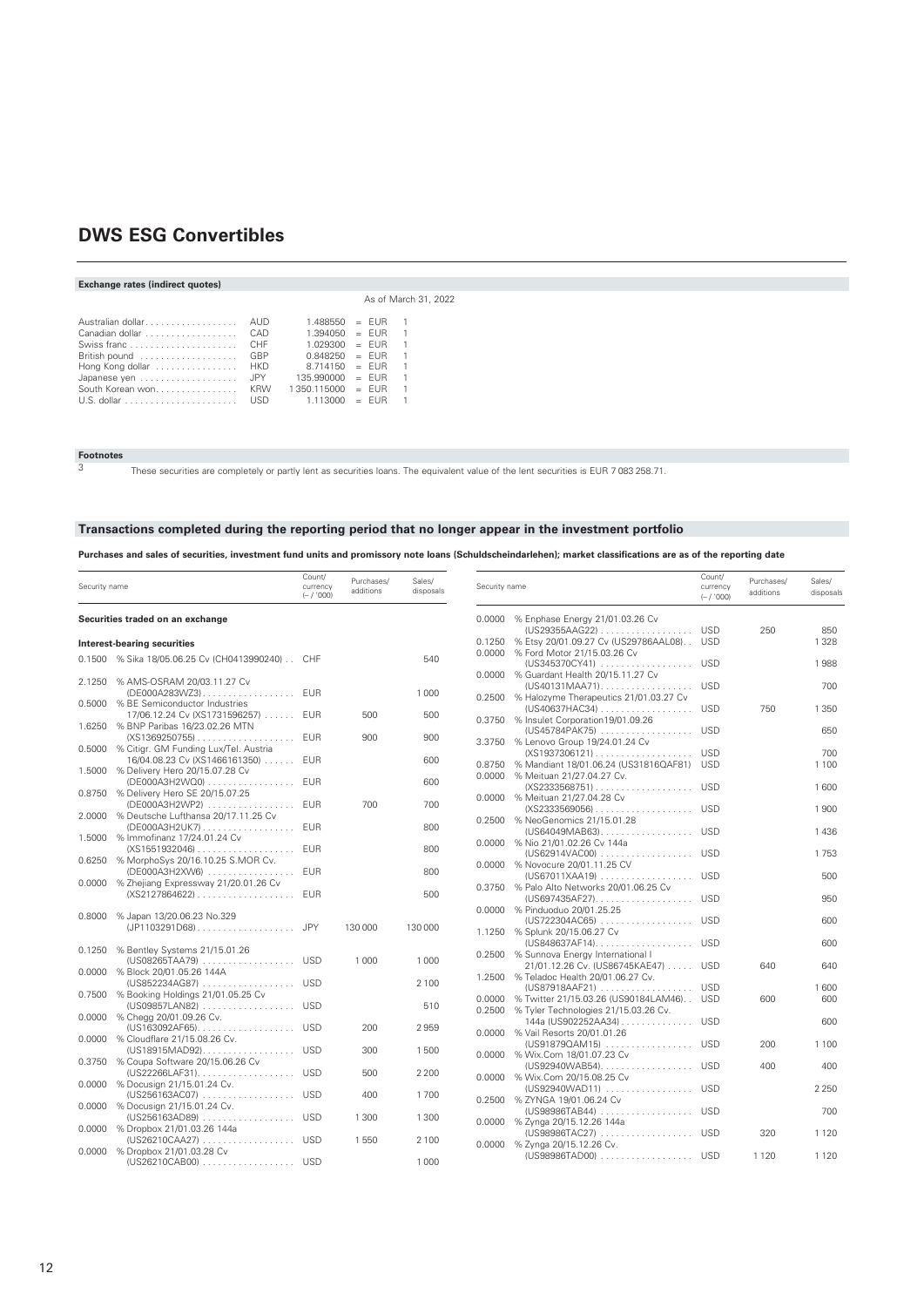## DWS ESG Convertibles

**Exchange rates (indirect quotes)**

As of March 31, 2022

| | | | | |
|---|---|---|---|---|
| Australian dollar | AUD | 1.488550 | = EUR | 1 |
| Canadian dollar | CAD | 1.394050 | = EUR | 1 |
| Swiss franc | CHF | 1.029300 | = EUR | 1 |
| British pound | GBP | 0.848250 | = EUR | 1 |
| Hong Kong dollar | HKD | 8.714150 | = EUR | 1 |
| Japanese yen | JPY | 135.990000 | = EUR | 1 |
| South Korean won | KRW | 1 350.115000 | = EUR | 1 |
| U.S. dollar | USD | 1.113000 | = EUR | 1 |

**Footnotes**

3 These securities are completely or partly lent as securities loans. The equivalent value of the lent securities is EUR 7 083 258.71.

### Transactions completed during the reporting period that no longer appear in the investment portfolio

**Purchases and sales of securities, investment fund units and promissory note loans (Schuldscheindarlehen); market classifications are as of the reporting date**

| Security name | Count/ currency (– / '000) | Purchases/ additions | Sales/ disposals |
|---|---|---|---|
| **Securities traded on an exchange** | | | |
| **Interest-bearing securities** | | | |
| 0.1500 % Sika 18/05.06.25 Cv (CH0413990240) | CHF | | 540 |
| 2.1250 % AMS-OSRAM 20/03.11.27 Cv (DE000A283WZ3) | EUR | | 1 000 |
| 0.5000 % BE Semiconductor Industries 17/06.12.24 Cv (XS1731596257) | EUR | 500 | 500 |
| 1.6250 % BNP Paribas 16/23.02.26 MTN (XS1369250755) | EUR | 900 | 900 |
| 0.5000 % Citigr. GM Funding Lux/Tel. Austria 16/04.08.23 Cv (XS1466161350) | EUR | | 600 |
| 1.5000 % Delivery Hero 20/15.07.28 Cv (DE000A3H2WQ0) | EUR | | 600 |
| 0.8750 % Delivery Hero SE 20/15.07.25 (DE000A3H2WP2) | EUR | 700 | 700 |
| 2.0000 % Deutsche Lufthansa 20/17.11.25 Cv (DE000A3H2UK7) | EUR | | 800 |
| 1.5000 % Immofinanz 17/24.01.24 Cv (XS1551932046) | EUR | | 800 |
| 0.6250 % MorphoSys 20/16.10.25 S.MOR Cv. (DE000A3H2XW6) | EUR | | 800 |
| 0.0000 % Zhejiang Expressway 21/20.01.26 Cv (XS2127864622) | EUR | | 500 |
| 0.8000 % Japan 13/20.06.23 No.329 (JP1103291D68) | JPY | 130 000 | 130 000 |
| 0.1250 % Bentley Systems 21/15.01.26 (US08265TAA79) | USD | 1 000 | 1 000 |
| 0.0000 % Block 20/01.05.26 144A (US852234AG87) | USD | | 2 100 |
| 0.7500 % Booking Holdings 21/01.05.25 Cv (US09857LAN82) | USD | | 510 |
| 0.0000 % Chegg 20/01.09.26 Cv. (US163092AF65) | USD | 200 | 2 959 |
| 0.0000 % Cloudflare 21/15.08.26 Cv. (US18915MAD92) | USD | 300 | 1 500 |
| 0.3750 % Coupa Software 20/15.06.26 Cv (US22266LAF31) | USD | 500 | 2 200 |
| 0.0000 % Docusign 21/15.01.24 Cv. (US256163AC07) | USD | 400 | 1 700 |
| 0.0000 % Docusign 21/15.01.24 Cv. (US256163AD89) | USD | 1 300 | 1 300 |
| 0.0000 % Dropbox 21/01.03.26 144a (US26210CAA27) | USD | 1 550 | 2 100 |
| 0.0000 % Dropbox 21/01.03.28 Cv (US26210CAB00) | USD | | 1 000 |
| 0.0000 % Enphase Energy 21/01.03.26 Cv (US29355AAG22) | USD | 250 | 850 |
| 0.1250 % Etsy 20/01.09.27 Cv (US29786AAL08) | USD | | 1 328 |
| 0.0000 % Ford Motor 21/15.03.26 Cv (US345370CY41) | USD | | 1 988 |
| 0.0000 % Guardant Health 20/15.11.27 Cv (US40131MAA71) | USD | | 700 |
| 0.2500 % Halozyme Therapeutics 21/01.03.27 Cv (US40637HAC34) | USD | 750 | 1 350 |
| 0.3750 % Insulet Corporation19/01.09.26 (US45784PAK75) | USD | | 650 |
| 3.3750 % Lenovo Group 19/24.01.24 Cv (XS1937306121) | USD | | 700 |
| 0.8750 % Mandiant 18/01.06.24 (US31816QAF81) | USD | | 1 100 |
| 0.0000 % Meituan 21/27.04.27 Cv. (XS2333568751) | USD | | 1 600 |
| 0.0000 % Meituan 21/27.04.28 Cv (XS2333569056) | USD | | 1 900 |
| 0.2500 % NeoGenomics 21/15.01.28 (US64049MAB63) | USD | | 1 436 |
| 0.0000 % Nio 21/01.02.26 Cv 144a (US62914VAC00) | USD | | 1 753 |
| 0.0000 % Novocure 20/01.11.25 CV (US67011XAA19) | USD | | 500 |
| 0.3750 % Palo Alto Networks 20/01.06.25 Cv (US697435AF27) | USD | | 950 |
| 0.0000 % Pinduoduo 20/01.25.25 (US722304AC65) | USD | | 600 |
| 1.1250 % Splunk 20/15.06.27 Cv (US848637AF14) | USD | | 600 |
| 0.2500 % Sunnova Energy International I 21/01.12.26 Cv. (US86745KAE47) | USD | 640 | 640 |
| 1.2500 % Teladoc Health 20/01.06.27 Cv. (US87918AAF21) | USD | | 1 600 |
| 0.0000 % Twitter 21/15.03.26 (US90184LAM46) | USD | 600 | 600 |
| 0.2500 % Tyler Technologies 21/15.03.26 Cv. 144a (US902252AA34) | USD | | 600 |
| 0.0000 % Vail Resorts 20/01.01.26 (US91879QAM15) | USD | 200 | 1 100 |
| 0.0000 % Wix.Com 18/01.07.23 Cv (US92940WAB54) | USD | 400 | 400 |
| 0.0000 % Wix.Com 20/15.08.25 Cv (US92940WAD11) | USD | | 2 250 |
| 0.2500 % ZYNGA 19/01.06.24 Cv (US98986TAB44) | USD | | 700 |
| 0.0000 % Zynga 20/15.12.26 144a (US98986TAC27) | USD | 320 | 1 120 |
| 0.0000 % Zynga 20/15.12.26 Cv. (US98986TAD00) | USD | 1 120 | 1 120 |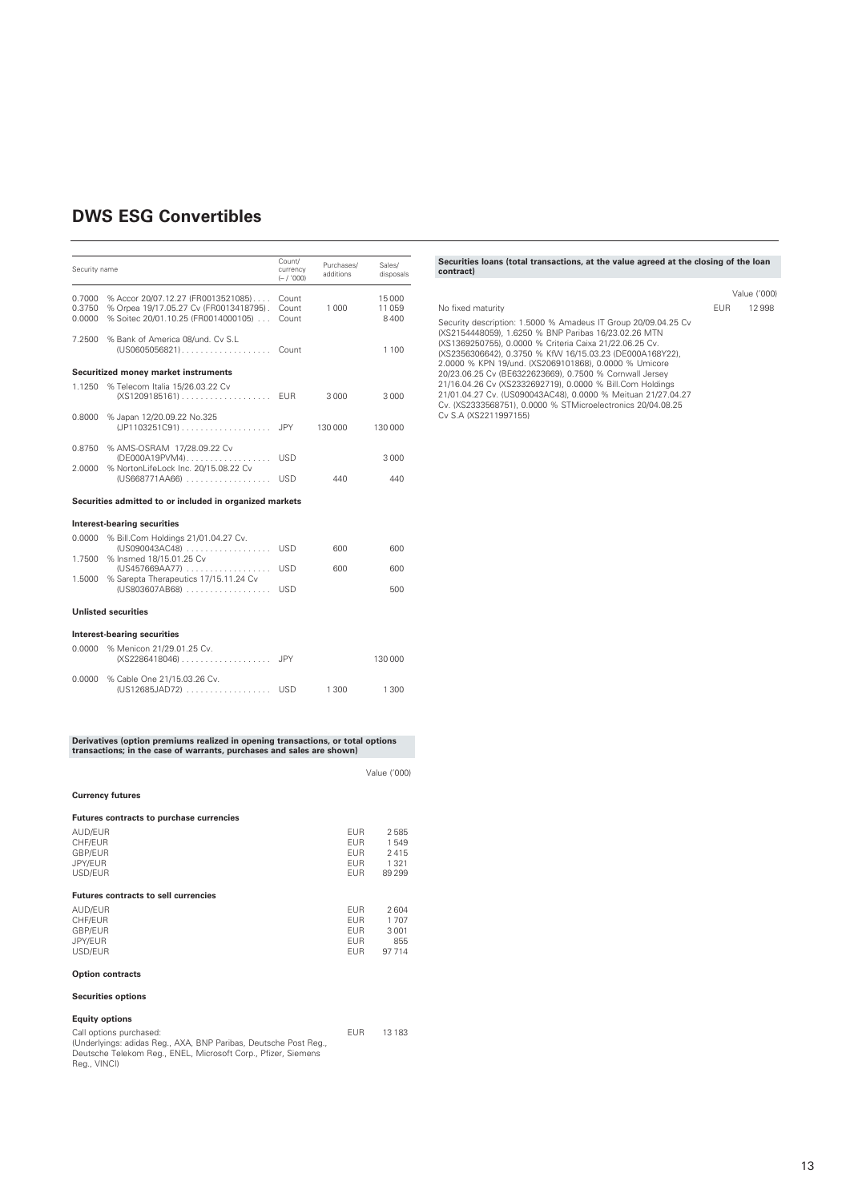# DWS ESG Convertibles

| Security name | | Count/ currency (– / '000) | Purchases/ additions | Sales/ disposals |
|---|---|---|---|---|
| 0.7000 | % Accor 20/07.12.27 (FR0013521085) | Count | | 15 000 |
| 0.3750 | % Orpea 19/17.05.27 Cv (FR0013418795) | Count | 1 000 | 11 059 |
| 0.0000 | % Soitec 20/01.10.25 (FR0014000105) | Count | | 8 400 |
| 7.2500 | % Bank of America 08/und. Cv S.L (US0605056821) | Count | | 1 100 |
| **Securitized money market instruments** | | | | |
| 1.1250 | % Telecom Italia 15/26.03.22 Cv (XS1209185161) | EUR | 3 000 | 3 000 |
| 0.8000 | % Japan 12/20.09.22 No.325 (JP1103251C91) | JPY | 130 000 | 130 000 |
| 0.8750 | % AMS-OSRAM 17/28.09.22 Cv (DE000A19PVM4) | USD | | 3 000 |
| 2.0000 | % NortonLifeLock Inc. 20/15.08.22 Cv (US668771AA66) | USD | 440 | 440 |
| **Securities admitted to or included in organized markets** | | | | |
| **Interest-bearing securities** | | | | |
| 0.0000 | % Bill.Com Holdings 21/01.04.27 Cv. (US090043AC48) | USD | 600 | 600 |
| 1.7500 | % Insmed 18/15.01.25 Cv (US457669AA77) | USD | 600 | 600 |
| 1.5000 | % Sarepta Therapeutics 17/15.11.24 Cv (US803607AB68) | USD | | 500 |
| **Unlisted securities** | | | | |
| **Interest-bearing securities** | | | | |
| 0.0000 | % Menicon 21/29.01.25 Cv. (XS2286418046) | JPY | | 130 000 |
| 0.0000 | % Cable One 21/15.03.26 Cv. (US12685JAD72) | USD | 1 300 | 1 300 |

**Derivatives (option premiums realized in opening transactions, or total options transactions; in the case of warrants, purchases and sales are shown)**

| | | Value ('000) |
|---|---|---|
| **Currency futures** | | |
| **Futures contracts to purchase currencies** | | |
| AUD/EUR | EUR | 2 585 |
| CHF/EUR | EUR | 1 549 |
| GBP/EUR | EUR | 2 415 |
| JPY/EUR | EUR | 1 321 |
| USD/EUR | EUR | 89 299 |
| **Futures contracts to sell currencies** | | |
| AUD/EUR | EUR | 2 604 |
| CHF/EUR | EUR | 1 707 |
| GBP/EUR | EUR | 3 001 |
| JPY/EUR | EUR | 855 |
| USD/EUR | EUR | 97 714 |
| **Option contracts** | | |
| **Securities options** | | |
| **Equity options** | | |
| Call options purchased: (Underlyings: adidas Reg., AXA, BNP Paribas, Deutsche Post Reg., Deutsche Telekom Reg., ENEL, Microsoft Corp., Pfizer, Siemens Reg., VINCI) | EUR | 13 183 |

**Securities loans (total transactions, at the value agreed at the closing of the loan contract)**

| | | Value ('000) |
|---|---|---|
| No fixed maturity | EUR | 12 998 |

Security description: 1.5000 % Amadeus IT Group 20/09.04.25 Cv (XS2154448059), 1.6250 % BNP Paribas 16/23.02.26 MTN (XS1369250755), 0.0000 % Criteria Caixa 21/22.06.25 Cv. (XS2356306642), 0.3750 % KfW 16/15.03.23 (DE000A168Y22), 2.0000 % KPN 19/und. (XS2069101868), 0.0000 % Umicore 20/23.06.25 Cv (BE6322623669), 0.7500 % Cornwall Jersey 21/16.04.26 Cv (XS2332692719), 0.0000 % Bill.Com Holdings 21/01.04.27 Cv. (US090043AC48), 0.0000 % Meituan 21/27.04.27 Cv. (XS2333568751), 0.0000 % STMicroelectronics 20/04.08.25 Cv S.A (XS2211997155)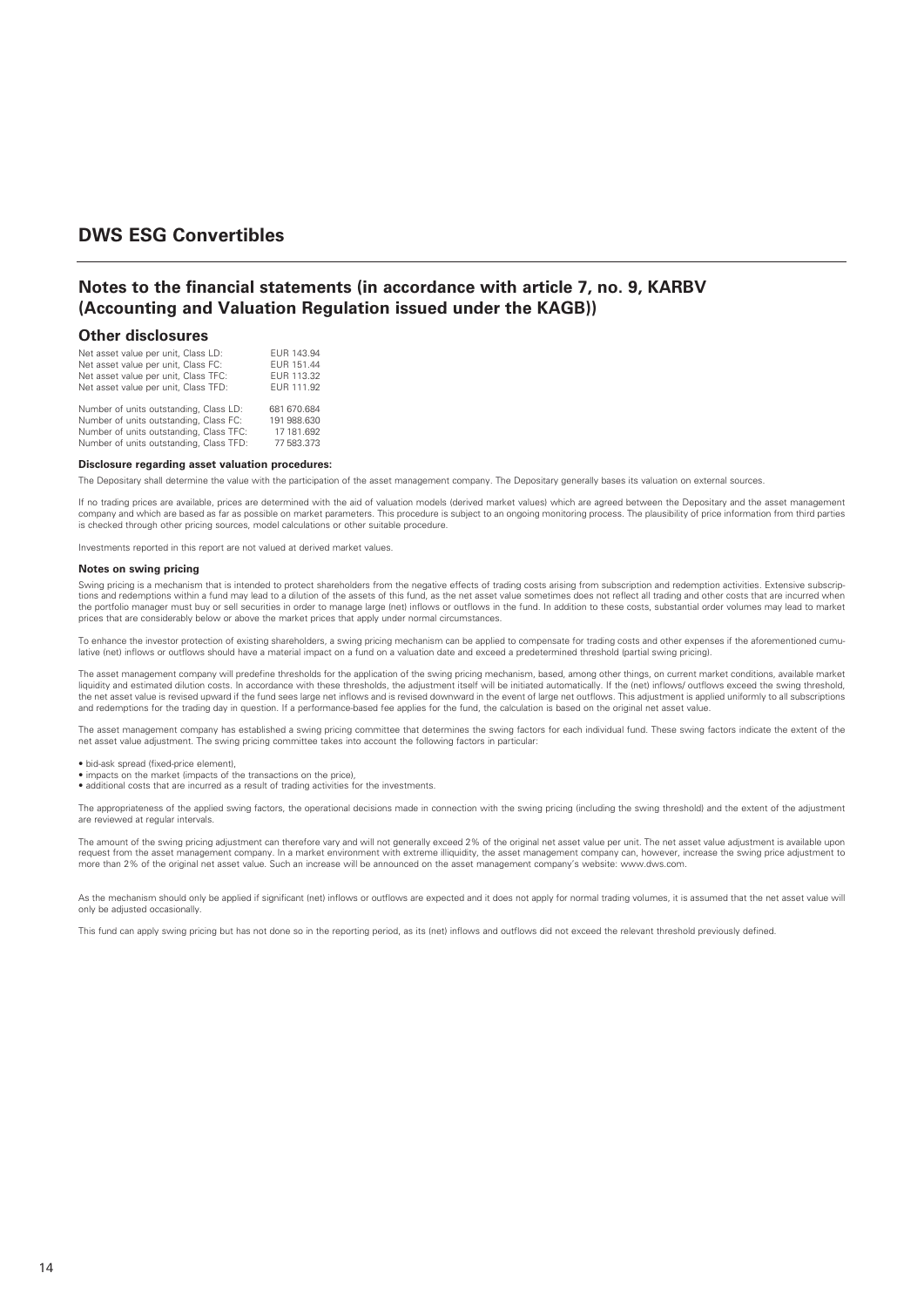# DWS ESG Convertibles

## Notes to the financial statements (in accordance with article 7, no. 9, KARBV (Accounting and Valuation Regulation issued under the KAGB))

### Other disclosures

| | |
|---|---|
| Net asset value per unit, Class LD: | EUR 143.94 |
| Net asset value per unit, Class FC: | EUR 151.44 |
| Net asset value per unit, Class TFC: | EUR 113.32 |
| Net asset value per unit, Class TFD: | EUR 111.92 |
| Number of units outstanding, Class LD: | 681 670.684 |
| Number of units outstanding, Class FC: | 191 988.630 |
| Number of units outstanding, Class TFC: | 17 181.692 |
| Number of units outstanding, Class TFD: | 77 583.373 |

**Disclosure regarding asset valuation procedures:**

The Depositary shall determine the value with the participation of the asset management company. The Depositary generally bases its valuation on external sources.

If no trading prices are available, prices are determined with the aid of valuation models (derived market values) which are agreed between the Depositary and the asset management company and which are based as far as possible on market parameters. This procedure is subject to an ongoing monitoring process. The plausibility of price information from third parties is checked through other pricing sources, model calculations or other suitable procedure.

Investments reported in this report are not valued at derived market values.

**Notes on swing pricing**

Swing pricing is a mechanism that is intended to protect shareholders from the negative effects of trading costs arising from subscription and redemption activities. Extensive subscriptions and redemptions within a fund may lead to a dilution of the assets of this fund, as the net asset value sometimes does not reflect all trading and other costs that are incurred when the portfolio manager must buy or sell securities in order to manage large (net) inflows or outflows in the fund. In addition to these costs, substantial order volumes may lead to market prices that are considerably below or above the market prices that apply under normal circumstances.

To enhance the investor protection of existing shareholders, a swing pricing mechanism can be applied to compensate for trading costs and other expenses if the aforementioned cumulative (net) inflows or outflows should have a material impact on a fund on a valuation date and exceed a predetermined threshold (partial swing pricing).

The asset management company will predefine thresholds for the application of the swing pricing mechanism, based, among other things, on current market conditions, available market liquidity and estimated dilution costs. In accordance with these thresholds, the adjustment itself will be initiated automatically. If the (net) inflows/ outflows exceed the swing threshold, the net asset value is revised upward if the fund sees large net inflows and is revised downward in the event of large net outflows. This adjustment is applied uniformly to all subscriptions and redemptions for the trading day in question. If a performance-based fee applies for the fund, the calculation is based on the original net asset value.

The asset management company has established a swing pricing committee that determines the swing factors for each individual fund. These swing factors indicate the extent of the net asset value adjustment. The swing pricing committee takes into account the following factors in particular:

- bid-ask spread (fixed-price element),
- impacts on the market (impacts of the transactions on the price),
- additional costs that are incurred as a result of trading activities for the investments.

The appropriateness of the applied swing factors, the operational decisions made in connection with the swing pricing (including the swing threshold) and the extent of the adjustment are reviewed at regular intervals.

The amount of the swing pricing adjustment can therefore vary and will not generally exceed 2% of the original net asset value per unit. The net asset value adjustment is available upon request from the asset management company. In a market environment with extreme illiquidity, the asset management company can, however, increase the swing price adjustment to more than 2% of the original net asset value. Such an increase will be announced on the asset management company's website: www.dws.com.

As the mechanism should only be applied if significant (net) inflows or outflows are expected and it does not apply for normal trading volumes, it is assumed that the net asset value will only be adjusted occasionally.

This fund can apply swing pricing but has not done so in the reporting period, as its (net) inflows and outflows did not exceed the relevant threshold previously defined.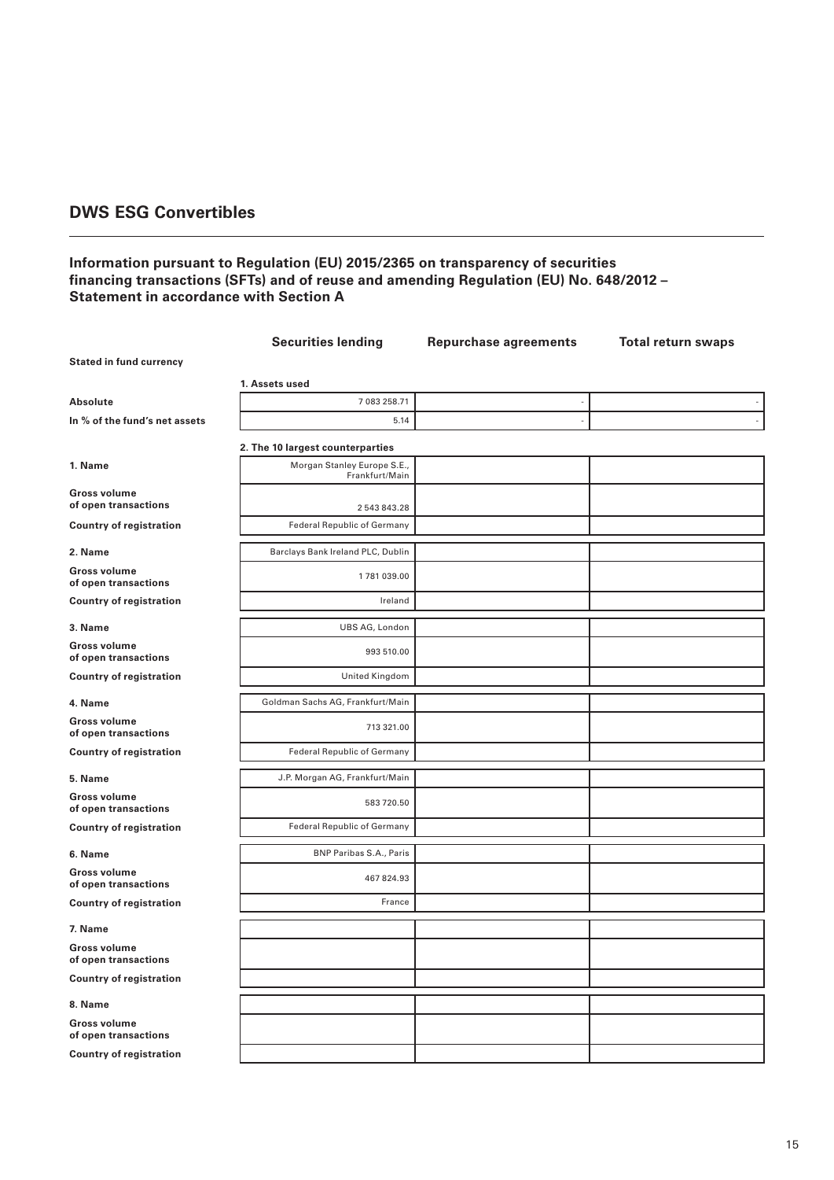## DWS ESG Convertibles

### Information pursuant to Regulation (EU) 2015/2365 on transparency of securities financing transactions (SFTs) and of reuse and amending Regulation (EU) No. 648/2012 – Statement in accordance with Section A

| | Securities lending | Repurchase agreements | Total return swaps |
|---|---|---|---|
| **Stated in fund currency** | | | |
| | **1. Assets used** | | |
| **Absolute** | 7 083 258.71 | - | - |
| **In % of the fund's net assets** | 5.14 | - | - |
| | **2. The 10 largest counterparties** | | |
| **1. Name** | Morgan Stanley Europe S.E., Frankfurt/Main | | |
| **Gross volume of open transactions** | 2 543 843.28 | | |
| **Country of registration** | Federal Republic of Germany | | |
| **2. Name** | Barclays Bank Ireland PLC, Dublin | | |
| **Gross volume of open transactions** | 1 781 039.00 | | |
| **Country of registration** | Ireland | | |
| **3. Name** | UBS AG, London | | |
| **Gross volume of open transactions** | 993 510.00 | | |
| **Country of registration** | United Kingdom | | |
| **4. Name** | Goldman Sachs AG, Frankfurt/Main | | |
| **Gross volume of open transactions** | 713 321.00 | | |
| **Country of registration** | Federal Republic of Germany | | |
| **5. Name** | J.P. Morgan AG, Frankfurt/Main | | |
| **Gross volume of open transactions** | 583 720.50 | | |
| **Country of registration** | Federal Republic of Germany | | |
| **6. Name** | BNP Paribas S.A., Paris | | |
| **Gross volume of open transactions** | 467 824.93 | | |
| **Country of registration** | France | | |
| **7. Name** | | | |
| **Gross volume of open transactions** | | | |
| **Country of registration** | | | |
| **8. Name** | | | |
| **Gross volume of open transactions** | | | |
| **Country of registration** | | | |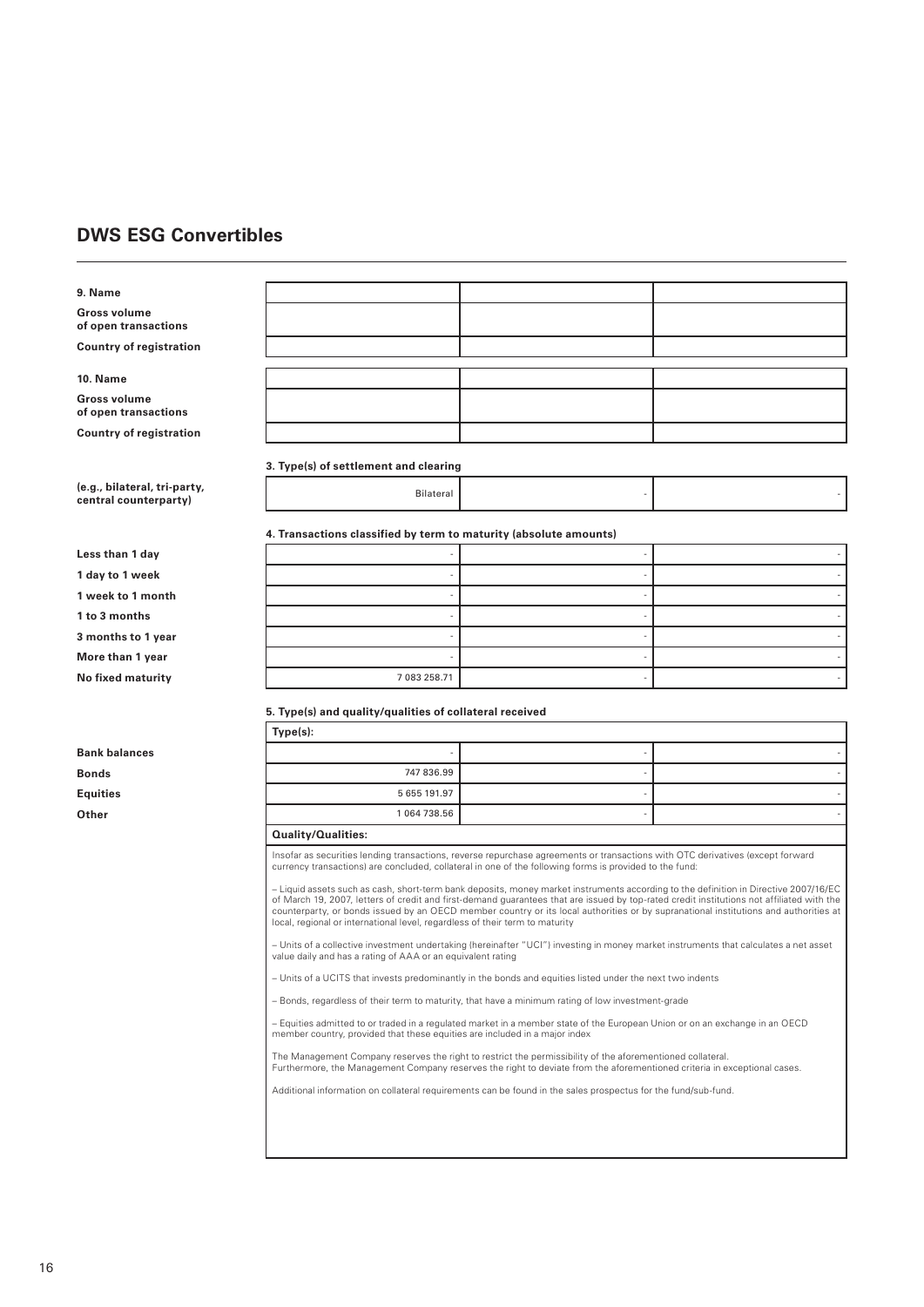## DWS ESG Convertibles

| | | | |
|---|---|---|---|
| **9. Name** | | | |
| **Gross volume of open transactions** | | | |
| **Country of registration** | | | |
| **10. Name** | | | |
| **Gross volume of open transactions** | | | |
| **Country of registration** | | | |

**3. Type(s) of settlement and clearing**

| | | | |
|---|---|---|---|
| **(e.g., bilateral, tri-party, central counterparty)** | Bilateral | - | - |

**4. Transactions classified by term to maturity (absolute amounts)**

| | | | |
|---|---|---|---|
| **Less than 1 day** | - | - | - |
| **1 day to 1 week** | - | - | - |
| **1 week to 1 month** | - | - | - |
| **1 to 3 months** | - | - | - |
| **3 months to 1 year** | - | - | - |
| **More than 1 year** | - | - | - |
| **No fixed maturity** | 7 083 258.71 | - | - |

**5. Type(s) and quality/qualities of collateral received**

**Type(s):**

| | | | |
|---|---|---|---|
| **Bank balances** | - | - | - |
| **Bonds** | 747 836.99 | - | - |
| **Equities** | 5 655 191.97 | - | - |
| **Other** | 1 064 738.56 | - | - |

**Quality/Qualities:**

Insofar as securities lending transactions, reverse repurchase agreements or transactions with OTC derivatives (except forward currency transactions) are concluded, collateral in one of the following forms is provided to the fund:

– Liquid assets such as cash, short-term bank deposits, money market instruments according to the definition in Directive 2007/16/EC of March 19, 2007, letters of credit and first-demand guarantees that are issued by top-rated credit institutions not affiliated with the counterparty, or bonds issued by an OECD member country or its local authorities or by supranational institutions and authorities at local, regional or international level, regardless of their term to maturity

– Units of a collective investment undertaking (hereinafter "UCI") investing in money market instruments that calculates a net asset value daily and has a rating of AAA or an equivalent rating

– Units of a UCITS that invests predominantly in the bonds and equities listed under the next two indents

– Bonds, regardless of their term to maturity, that have a minimum rating of low investment-grade

– Equities admitted to or traded in a regulated market in a member state of the European Union or on an exchange in an OECD member country, provided that these equities are included in a major index

The Management Company reserves the right to restrict the permissibility of the aforementioned collateral.
Furthermore, the Management Company reserves the right to deviate from the aforementioned criteria in exceptional cases.

Additional information on collateral requirements can be found in the sales prospectus for the fund/sub-fund.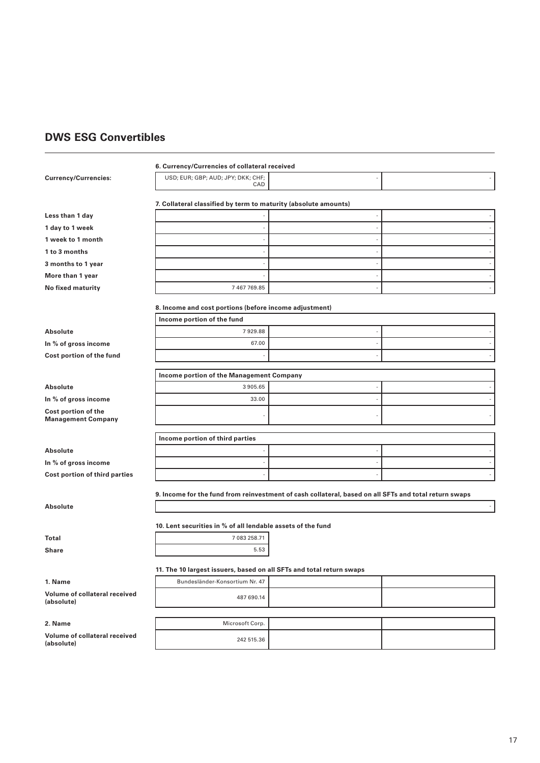## DWS ESG Convertibles

| | | | |
|---|---|---|---|
| | **6. Currency/Currencies of collateral received** | | |
| **Currency/Currencies:** | USD; EUR; GBP; AUD; JPY; DKK; CHF; CAD | - | - |
| | **7. Collateral classified by term to maturity (absolute amounts)** | | |
| **Less than 1 day** | - | - | - |
| **1 day to 1 week** | - | - | - |
| **1 week to 1 month** | - | - | - |
| **1 to 3 months** | - | - | - |
| **3 months to 1 year** | - | - | - |
| **More than 1 year** | - | - | - |
| **No fixed maturity** | 7 467 769.85 | - | - |
| | **8. Income and cost portions (before income adjustment)** | | |
| | **Income portion of the fund** | | |
| **Absolute** | 7 929.88 | - | - |
| **In % of gross income** | 67.00 | - | - |
| **Cost portion of the fund** | - | - | - |
| | **Income portion of the Management Company** | | |
| **Absolute** | 3 905.65 | - | - |
| **In % of gross income** | 33.00 | - | - |
| **Cost portion of the Management Company** | - | - | - |
| | **Income portion of third parties** | | |
| **Absolute** | - | - | - |
| **In % of gross income** | - | - | - |
| **Cost portion of third parties** | - | - | - |
| | **9. Income for the fund from reinvestment of cash collateral, based on all SFTs and total return swaps** | | |
| **Absolute** | - | | |
| | **10. Lent securities in % of all lendable assets of the fund** | | |
| **Total** | 7 083 258.71 | | |
| **Share** | 5.53 | | |
| | **11. The 10 largest issuers, based on all SFTs and total return swaps** | | |
| **1. Name** | Bundesländer-Konsortium Nr. 47 | | |
| **Volume of collateral received (absolute)** | 487 690.14 | | |
| **2. Name** | Microsoft Corp. | | |
| **Volume of collateral received (absolute)** | 242 515.36 | | |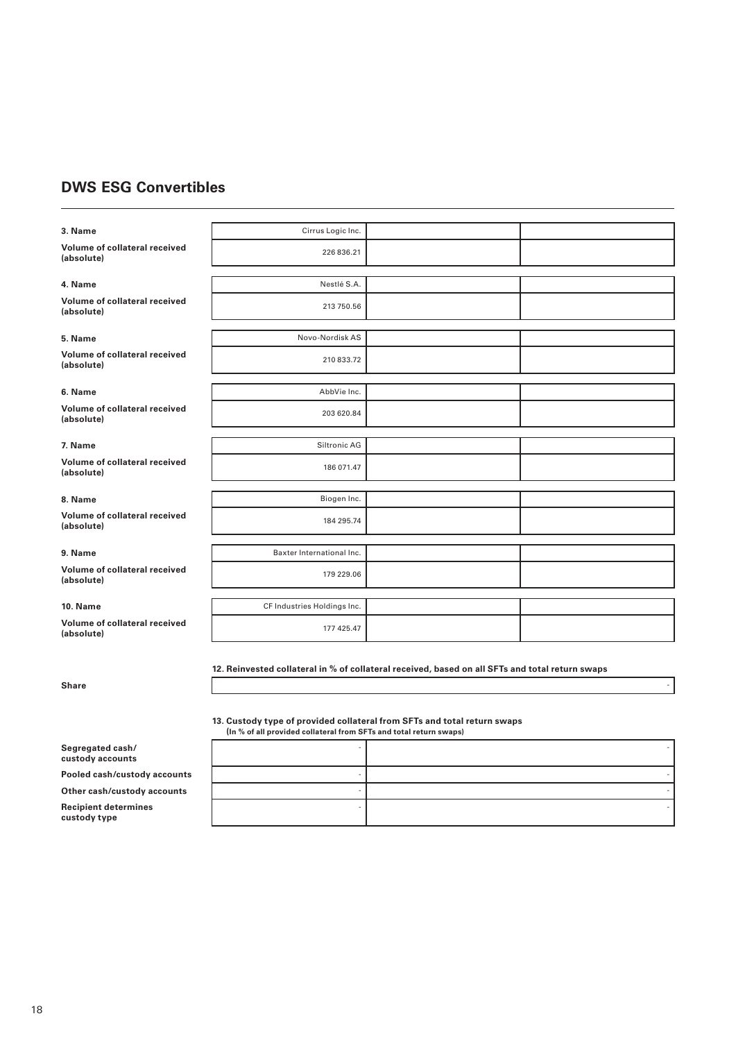## DWS ESG Convertibles

| | | | |
|---|---|---|---|
| **3. Name** | Cirrus Logic Inc. | | |
| **Volume of collateral received (absolute)** | 226 836.21 | | |
| **4. Name** | Nestlé S.A. | | |
| **Volume of collateral received (absolute)** | 213 750.56 | | |
| **5. Name** | Novo-Nordisk AS | | |
| **Volume of collateral received (absolute)** | 210 833.72 | | |
| **6. Name** | AbbVie Inc. | | |
| **Volume of collateral received (absolute)** | 203 620.84 | | |
| **7. Name** | Siltronic AG | | |
| **Volume of collateral received (absolute)** | 186 071.47 | | |
| **8. Name** | Biogen Inc. | | |
| **Volume of collateral received (absolute)** | 184 295.74 | | |
| **9. Name** | Baxter International Inc. | | |
| **Volume of collateral received (absolute)** | 179 229.06 | | |
| **10. Name** | CF Industries Holdings Inc. | | |
| **Volume of collateral received (absolute)** | 177 425.47 | | |

**12. Reinvested collateral in % of collateral received, based on all SFTs and total return swaps**

| | |
|---|---|
| **Share** | - |

**13. Custody type of provided collateral from SFTs and total return swaps**
**(In % of all provided collateral from SFTs and total return swaps)**

| | | |
|---|---|---|
| **Segregated cash/ custody accounts** | - | - |
| **Pooled cash/custody accounts** | - | - |
| **Other cash/custody accounts** | - | - |
| **Recipient determines custody type** | - | - |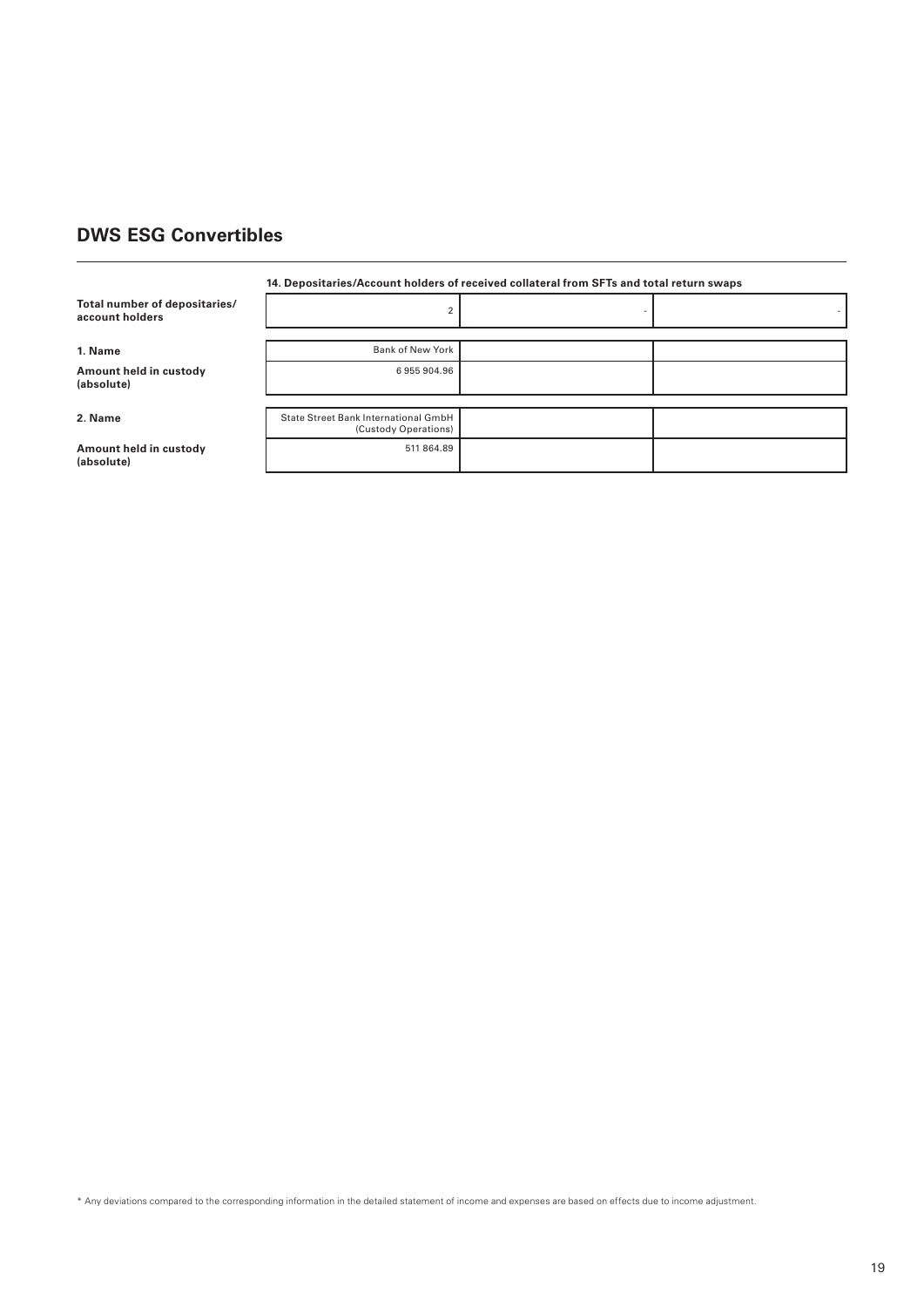## DWS ESG Convertibles

**14. Depositaries/Account holders of received collateral from SFTs and total return swaps**

| | | | |
|---|---|---|---|
| **Total number of depositaries/ account holders** | 2 | - | - |
| **1. Name** | Bank of New York | | |
| **Amount held in custody (absolute)** | 6 955 904.96 | | |
| **2. Name** | State Street Bank International GmbH (Custody Operations) | | |
| **Amount held in custody (absolute)** | 511 864.89 | | |

* Any deviations compared to the corresponding information in the detailed statement of income and expenses are based on effects due to income adjustment.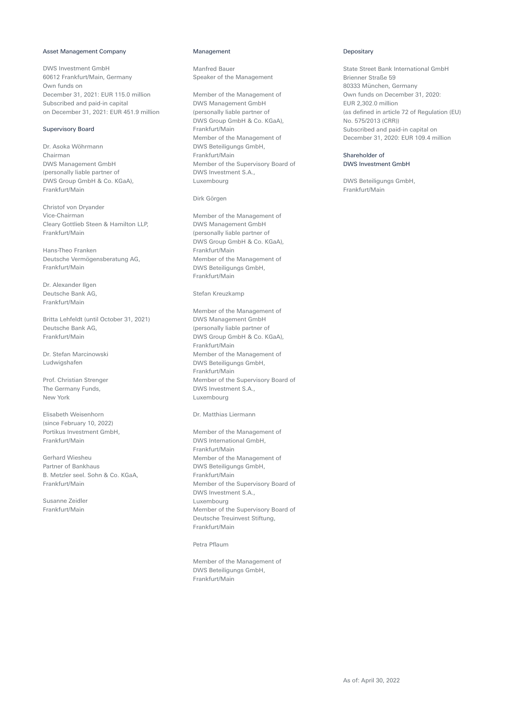## Asset Management Company

DWS Investment GmbH
60612 Frankfurt/Main, Germany
Own funds on
December 31, 2021: EUR 115.0 million
Subscribed and paid-in capital
on December 31, 2021: EUR 451.9 million

## Supervisory Board

Dr. Asoka Wöhrmann
Chairman
DWS Management GmbH
(personally liable partner of
DWS Group GmbH & Co. KGaA),
Frankfurt/Main

Christof von Dryander
Vice-Chairman
Cleary Gottlieb Steen & Hamilton LLP,
Frankfurt/Main

Hans-Theo Franken
Deutsche Vermögensberatung AG,
Frankfurt/Main

Dr. Alexander Ilgen
Deutsche Bank AG,
Frankfurt/Main

Britta Lehfeldt (until October 31, 2021)
Deutsche Bank AG,
Frankfurt/Main

Dr. Stefan Marcinowski
Ludwigshafen

Prof. Christian Strenger
The Germany Funds,
New York

Elisabeth Weisenhorn
(since February 10, 2022)
Portikus Investment GmbH,
Frankfurt/Main

Gerhard Wiesheu
Partner of Bankhaus
B. Metzler seel. Sohn & Co. KGaA,
Frankfurt/Main

Susanne Zeidler
Frankfurt/Main

## Management

Manfred Bauer
Speaker of the Management

Member of the Management of
DWS Management GmbH
(personally liable partner of
DWS Group GmbH & Co. KGaA),
Frankfurt/Main
Member of the Management of
DWS Beteiligungs GmbH,
Frankfurt/Main
Member of the Supervisory Board of
DWS Investment S.A.,
Luxembourg

Dirk Görgen

Member of the Management of
DWS Management GmbH
(personally liable partner of
DWS Group GmbH & Co. KGaA),
Frankfurt/Main
Member of the Management of
DWS Beteiligungs GmbH,
Frankfurt/Main

Stefan Kreuzkamp

Member of the Management of
DWS Management GmbH
(personally liable partner of
DWS Group GmbH & Co. KGaA),
Frankfurt/Main
Member of the Management of
DWS Beteiligungs GmbH,
Frankfurt/Main
Member of the Supervisory Board of
DWS Investment S.A.,
Luxembourg

Dr. Matthias Liermann

Member of the Management of
DWS International GmbH,
Frankfurt/Main
Member of the Management of
DWS Beteiligungs GmbH,
Frankfurt/Main
Member of the Supervisory Board of
DWS Investment S.A.,
Luxembourg
Member of the Supervisory Board of
Deutsche Treuinvest Stiftung,
Frankfurt/Main

Petra Pflaum

Member of the Management of
DWS Beteiligungs GmbH,
Frankfurt/Main

## Depositary

State Street Bank International GmbH
Brienner Straße 59
80333 München, Germany
Own funds on December 31, 2020:
EUR 2,302.0 million
(as defined in article 72 of Regulation (EU)
No. 575/2013 (CRR))
Subscribed and paid-in capital on
December 31, 2020: EUR 109.4 million

## Shareholder of DWS Investment GmbH

DWS Beteiligungs GmbH,
Frankfurt/Main

As of: April 30, 2022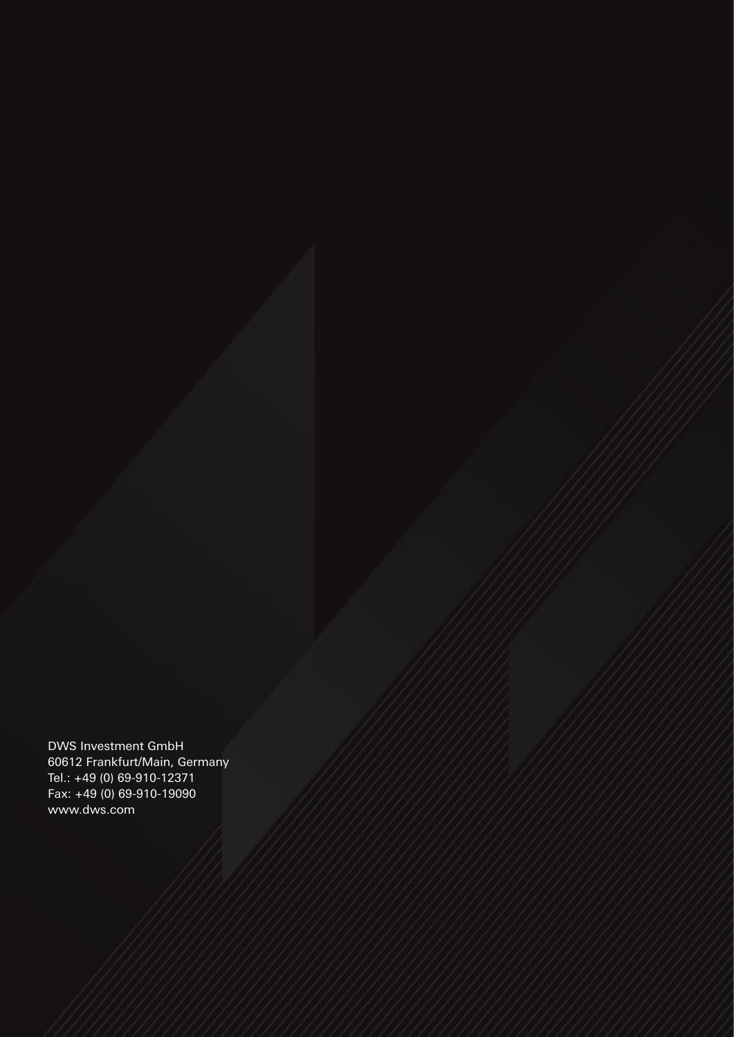DWS Investment GmbH
60612 Frankfurt/Main, Germany
Tel.: +49 (0) 69-910-12371
Fax: +49 (0) 69-910-19090
www.dws.com